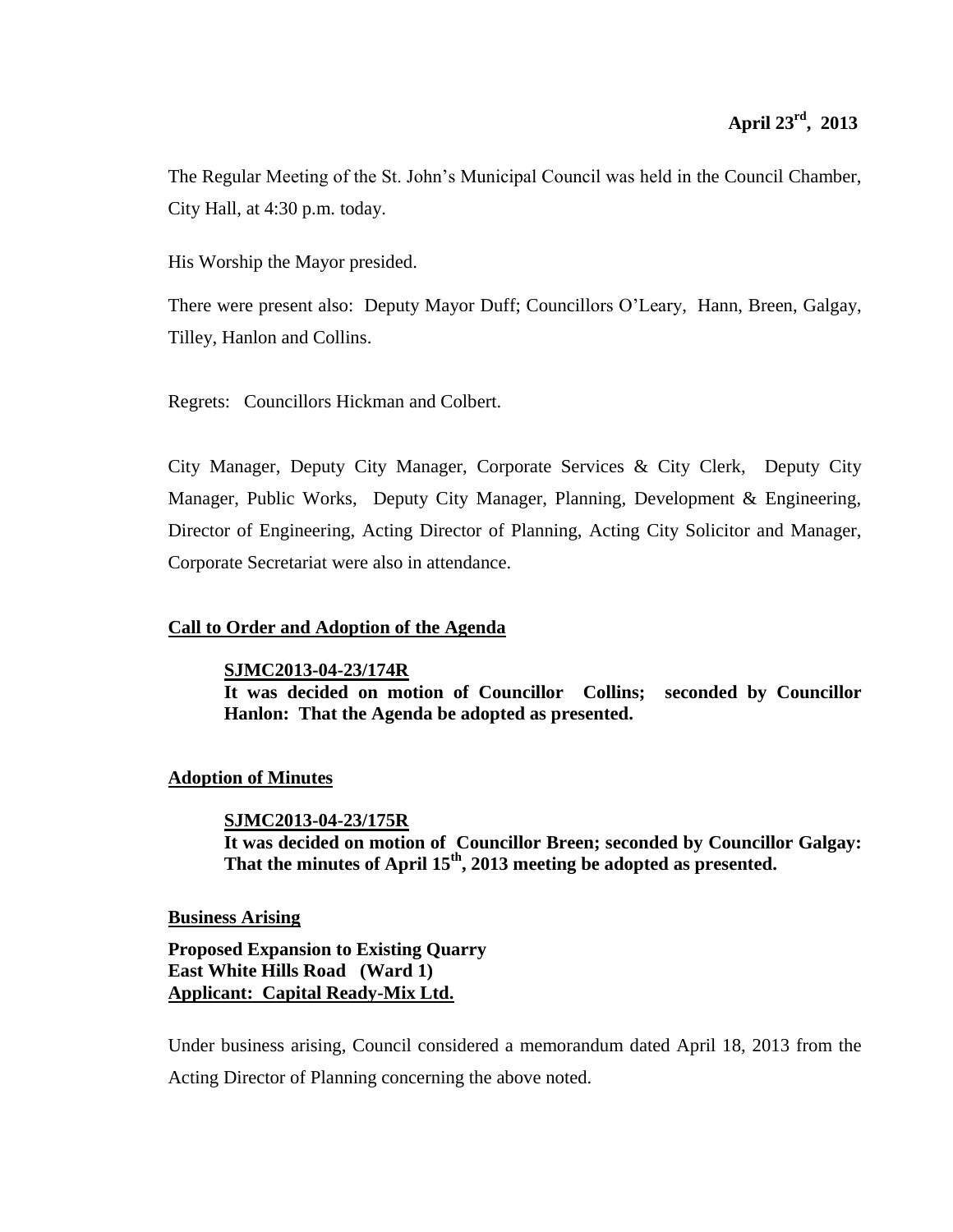**April 23rd, 2013**

The Regular Meeting of the St. John's Municipal Council was held in the Council Chamber, City Hall, at 4:30 p.m. today.

His Worship the Mayor presided.

There were present also: Deputy Mayor Duff; Councillors O'Leary, Hann, Breen, Galgay, Tilley, Hanlon and Collins.

Regrets: Councillors Hickman and Colbert.

City Manager, Deputy City Manager, Corporate Services & City Clerk, Deputy City Manager, Public Works, Deputy City Manager, Planning, Development & Engineering, Director of Engineering, Acting Director of Planning, Acting City Solicitor and Manager, Corporate Secretariat were also in attendance.

**Call to Order and Adoption of the Agenda**

> **SJMC2013-04-23/174R**
> **It was decided on motion of Councillor Collins; seconded by Councillor Hanlon: That the Agenda be adopted as presented.**

**Adoption of Minutes**

> **SJMC2013-04-23/175R**
> **It was decided on motion of Councillor Breen; seconded by Councillor Galgay: That the minutes of April 15th, 2013 meeting be adopted as presented.**

**Business Arising**

**Proposed Expansion to Existing Quarry**
**East White Hills Road (Ward 1)**
**Applicant: Capital Ready-Mix Ltd.**

Under business arising, Council considered a memorandum dated April 18, 2013 from the Acting Director of Planning concerning the above noted.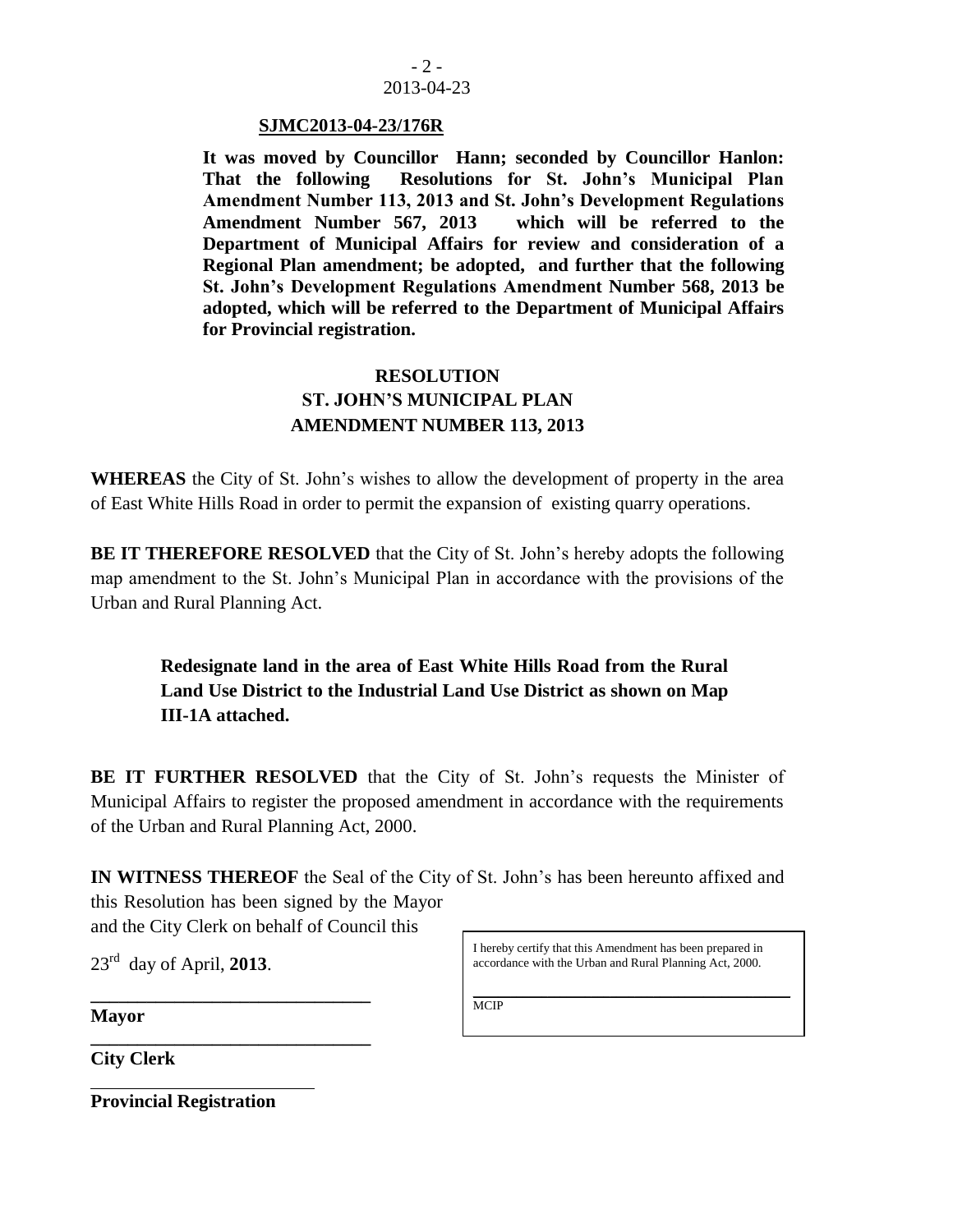**SJMC2013-04-23/176R**

**It was moved by Councillor Hann; seconded by Councillor Hanlon: That the following Resolutions for St. John's Municipal Plan Amendment Number 113, 2013 and St. John's Development Regulations Amendment Number 567, 2013 which will be referred to the Department of Municipal Affairs for review and consideration of a Regional Plan amendment; be adopted, and further that the following St. John's Development Regulations Amendment Number 568, 2013 be adopted, which will be referred to the Department of Municipal Affairs for Provincial registration.**

**RESOLUTION**
**ST. JOHN'S MUNICIPAL PLAN**
**AMENDMENT NUMBER 113, 2013**

**WHEREAS** the City of St. John's wishes to allow the development of property in the area of East White Hills Road in order to permit the expansion of existing quarry operations.

**BE IT THEREFORE RESOLVED** that the City of St. John's hereby adopts the following map amendment to the St. John's Municipal Plan in accordance with the provisions of the Urban and Rural Planning Act.

> **Redesignate land in the area of East White Hills Road from the Rural Land Use District to the Industrial Land Use District as shown on Map III-1A attached.**

**BE IT FURTHER RESOLVED** that the City of St. John's requests the Minister of Municipal Affairs to register the proposed amendment in accordance with the requirements of the Urban and Rural Planning Act, 2000.

**IN WITNESS THEREOF** the Seal of the City of St. John's has been hereunto affixed and this Resolution has been signed by the Mayor and the City Clerk on behalf of Council this

23rd day of April, **2013**.

______________________________
**Mayor**

______________________________
**City Clerk**

______________________________
**Provincial Registration**

> I hereby certify that this Amendment has been prepared in accordance with the Urban and Rural Planning Act, 2000.
>
> ______________________________
> MCIP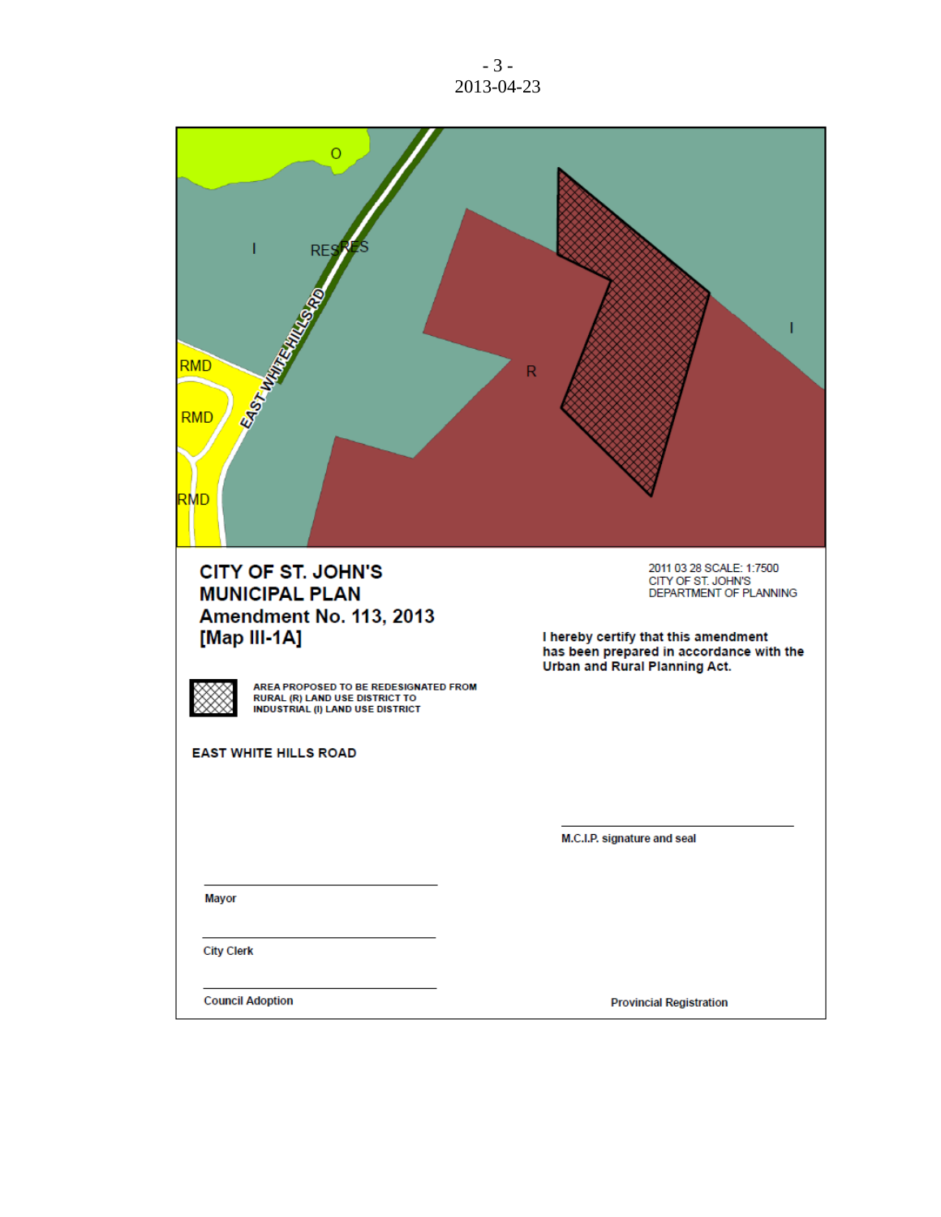CITY OF ST. JOHN'S
MUNICIPAL PLAN
Amendment No. 113, 2013
[Map III-1A]

2011 03 28 SCALE: 1:7500
CITY OF ST. JOHN'S
DEPARTMENT OF PLANNING

AREA PROPOSED TO BE REDESIGNATED FROM RURAL (R) LAND USE DISTRICT TO INDUSTRIAL (I) LAND USE DISTRICT

I hereby certify that this amendment has been prepared in accordance with the Urban and Rural Planning Act.

EAST WHITE HILLS ROAD

M.C.I.P. signature and seal

Mayor

City Clerk

Council Adoption

Provincial Registration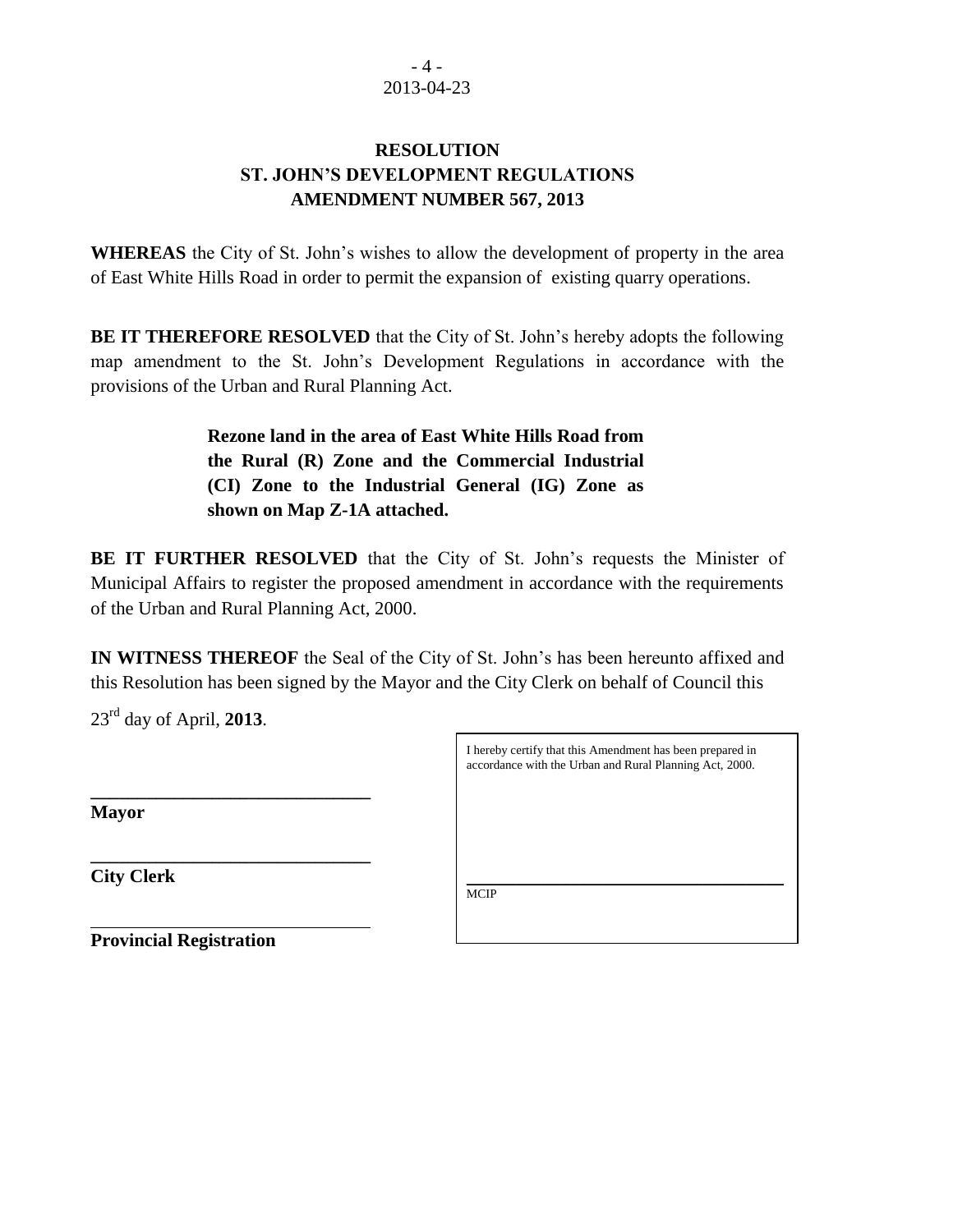2013-04-23

# RESOLUTION
## ST. JOHN'S DEVELOPMENT REGULATIONS
## AMENDMENT NUMBER 567, 2013

**WHEREAS** the City of St. John's wishes to allow the development of property in the area of East White Hills Road in order to permit the expansion of existing quarry operations.

**BE IT THEREFORE RESOLVED** that the City of St. John's hereby adopts the following map amendment to the St. John's Development Regulations in accordance with the provisions of the Urban and Rural Planning Act.

> **Rezone land in the area of East White Hills Road from the Rural (R) Zone and the Commercial Industrial (CI) Zone to the Industrial General (IG) Zone as shown on Map Z-1A attached.**

**BE IT FURTHER RESOLVED** that the City of St. John's requests the Minister of Municipal Affairs to register the proposed amendment in accordance with the requirements of the Urban and Rural Planning Act, 2000.

**IN WITNESS THEREOF** the Seal of the City of St. John's has been hereunto affixed and this Resolution has been signed by the Mayor and the City Clerk on behalf of Council this

23rd day of April, **2013**.

______________________________
**Mayor**

______________________________
**City Clerk**

______________________________
**Provincial Registration**

I hereby certify that this Amendment has been prepared in accordance with the Urban and Rural Planning Act, 2000.

______________________________
MCIP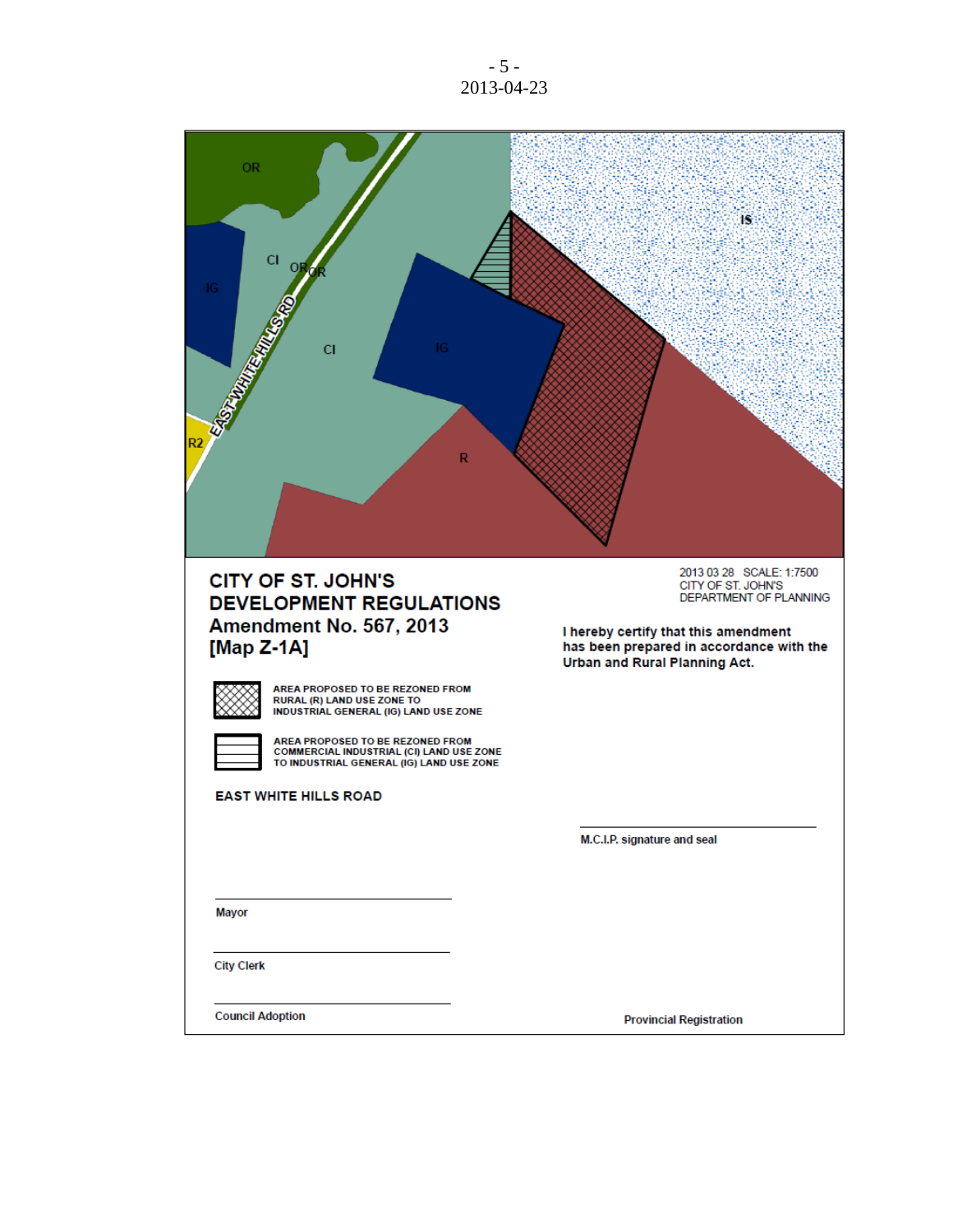2013-04-23

CITY OF ST. JOHN'S
DEVELOPMENT REGULATIONS
Amendment No. 567, 2013
[Map Z-1A]

2013 03 28 SCALE: 1:7500
CITY OF ST. JOHN'S
DEPARTMENT OF PLANNING

I hereby certify that this amendment has been prepared in accordance with the Urban and Rural Planning Act.

AREA PROPOSED TO BE REZONED FROM RURAL (R) LAND USE ZONE TO INDUSTRIAL GENERAL (IG) LAND USE ZONE

AREA PROPOSED TO BE REZONED FROM COMMERCIAL INDUSTRIAL (CI) LAND USE ZONE TO INDUSTRIAL GENERAL (IG) LAND USE ZONE

EAST WHITE HILLS ROAD

M.C.I.P. signature and seal

Mayor

City Clerk

Council Adoption

Provincial Registration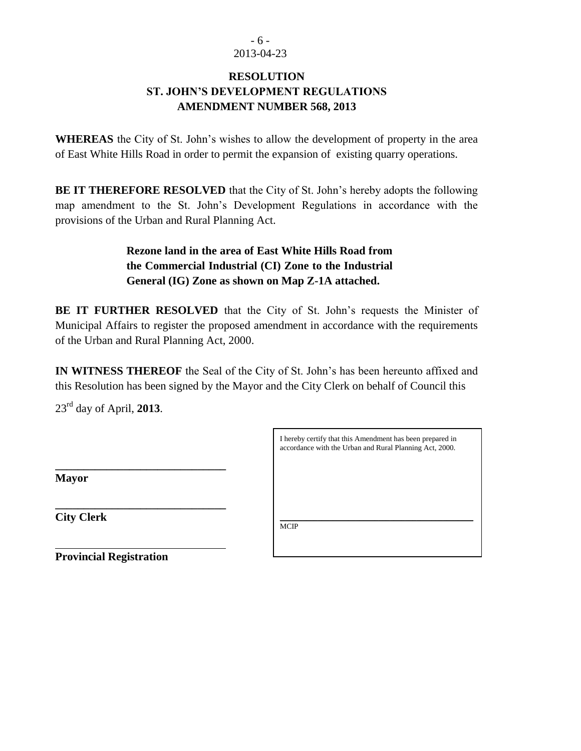2013-04-23

**RESOLUTION**
**ST. JOHN'S DEVELOPMENT REGULATIONS**
**AMENDMENT NUMBER 568, 2013**

**WHEREAS** the City of St. John's wishes to allow the development of property in the area of East White Hills Road in order to permit the expansion of existing quarry operations.

**BE IT THEREFORE RESOLVED** that the City of St. John's hereby adopts the following map amendment to the St. John's Development Regulations in accordance with the provisions of the Urban and Rural Planning Act.

> **Rezone land in the area of East White Hills Road from the Commercial Industrial (CI) Zone to the Industrial General (IG) Zone as shown on Map Z-1A attached.**

**BE IT FURTHER RESOLVED** that the City of St. John's requests the Minister of Municipal Affairs to register the proposed amendment in accordance with the requirements of the Urban and Rural Planning Act, 2000.

**IN WITNESS THEREOF** the Seal of the City of St. John's has been hereunto affixed and this Resolution has been signed by the Mayor and the City Clerk on behalf of Council this

23rd day of April, **2013**.

______________________________
**Mayor**

______________________________
**City Clerk**

______________________________
**Provincial Registration**

I hereby certify that this Amendment has been prepared in accordance with the Urban and Rural Planning Act, 2000.

______________________________
MCIP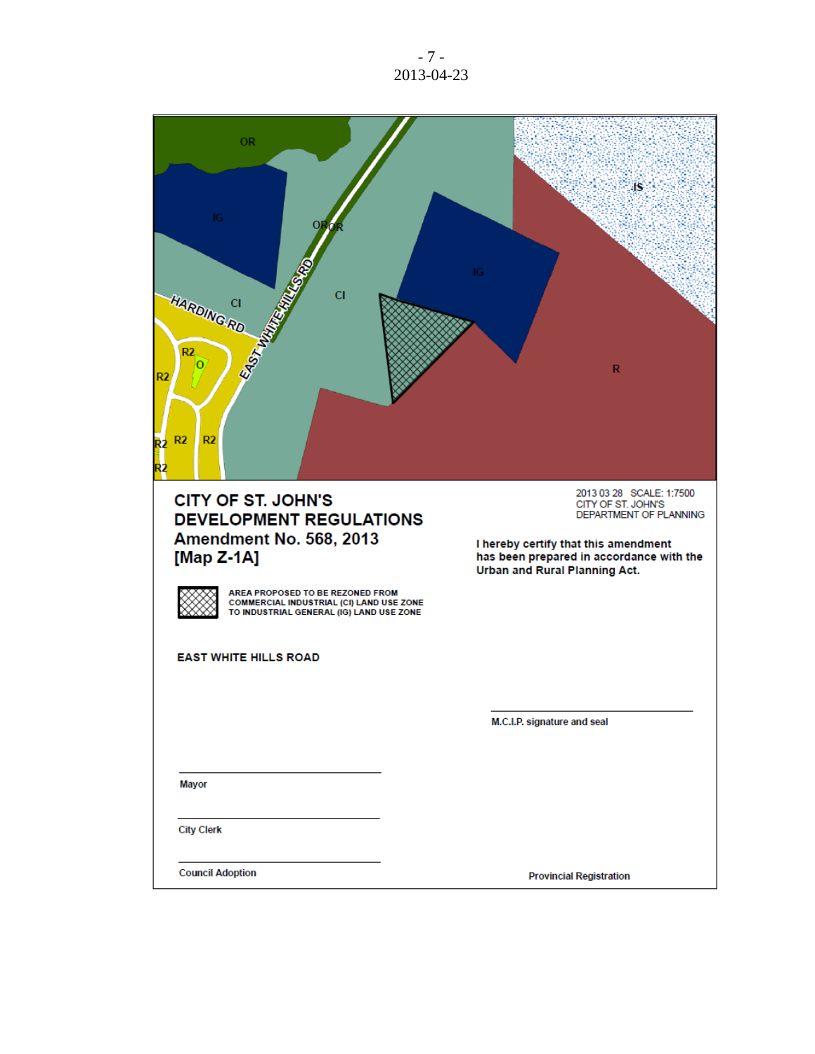2013-04-23

OR

IG

OR OR

CI

CI

HARDING RD

EAST WHITE HILLS RD

IG

IS

R

R2

O

R2

R2 R2 R2

R2

**CITY OF ST. JOHN'S**
**DEVELOPMENT REGULATIONS**
**Amendment No. 568, 2013**
**[Map Z-1A]**

2013 03 28 SCALE: 1:7500
CITY OF ST. JOHN'S
DEPARTMENT OF PLANNING

**I hereby certify that this amendment has been prepared in accordance with the Urban and Rural Planning Act.**

**AREA PROPOSED TO BE REZONED FROM COMMERCIAL INDUSTRIAL (CI) LAND USE ZONE TO INDUSTRIAL GENERAL (IG) LAND USE ZONE**

**EAST WHITE HILLS ROAD**

M.C.I.P. signature and seal

Mayor

City Clerk

Council Adoption

Provincial Registration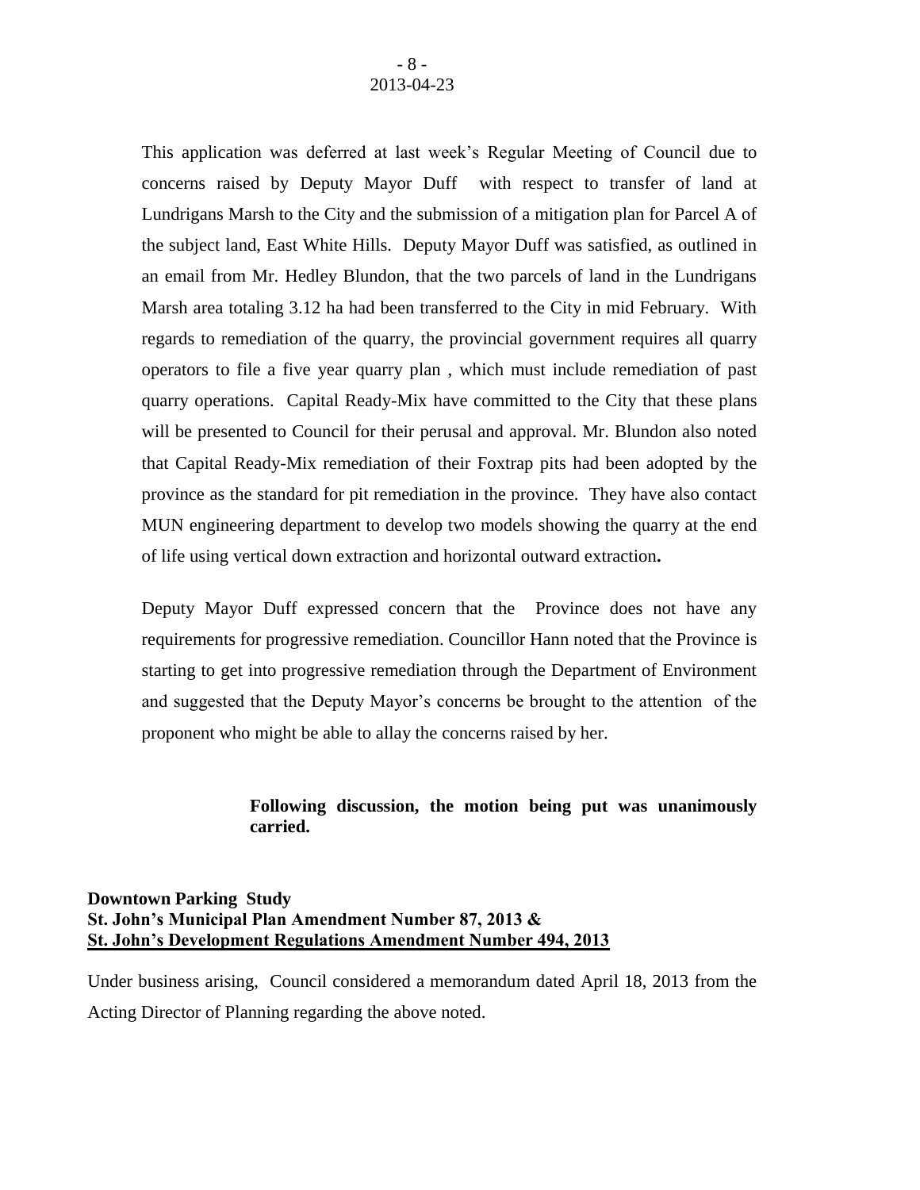This application was deferred at last week's Regular Meeting of Council due to concerns raised by Deputy Mayor Duff with respect to transfer of land at Lundrigans Marsh to the City and the submission of a mitigation plan for Parcel A of the subject land, East White Hills. Deputy Mayor Duff was satisfied, as outlined in an email from Mr. Hedley Blundon, that the two parcels of land in the Lundrigans Marsh area totaling 3.12 ha had been transferred to the City in mid February. With regards to remediation of the quarry, the provincial government requires all quarry operators to file a five year quarry plan , which must include remediation of past quarry operations. Capital Ready-Mix have committed to the City that these plans will be presented to Council for their perusal and approval. Mr. Blundon also noted that Capital Ready-Mix remediation of their Foxtrap pits had been adopted by the province as the standard for pit remediation in the province. They have also contact MUN engineering department to develop two models showing the quarry at the end of life using vertical down extraction and horizontal outward extraction**.**

Deputy Mayor Duff expressed concern that the Province does not have any requirements for progressive remediation. Councillor Hann noted that the Province is starting to get into progressive remediation through the Department of Environment and suggested that the Deputy Mayor's concerns be brought to the attention of the proponent who might be able to allay the concerns raised by her.

**Following discussion, the motion being put was unanimously carried.**

**Downtown Parking Study**
**St. John's Municipal Plan Amendment Number 87, 2013 &**
**St. John's Development Regulations Amendment Number 494, 2013**

Under business arising, Council considered a memorandum dated April 18, 2013 from the Acting Director of Planning regarding the above noted.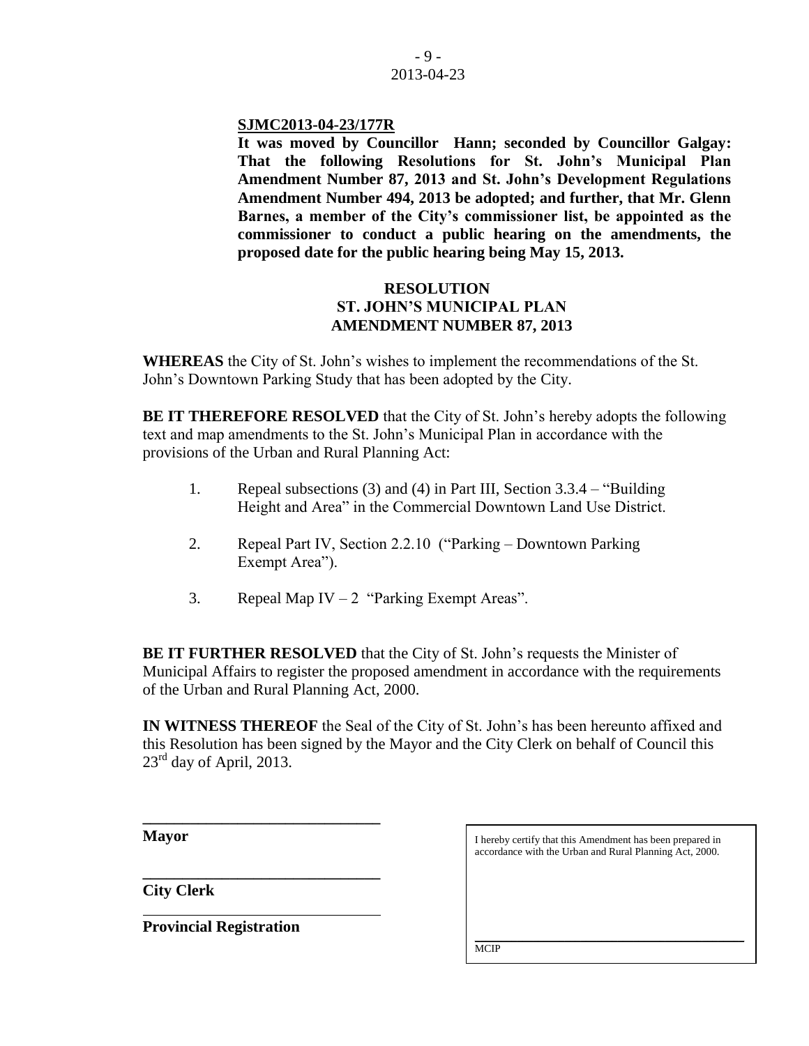**SJMC2013-04-23/177R**

**It was moved by Councillor Hann; seconded by Councillor Galgay: That the following Resolutions for St. John's Municipal Plan Amendment Number 87, 2013 and St. John's Development Regulations Amendment Number 494, 2013 be adopted; and further, that Mr. Glenn Barnes, a member of the City's commissioner list, be appointed as the commissioner to conduct a public hearing on the amendments, the proposed date for the public hearing being May 15, 2013.**

**RESOLUTION**
**ST. JOHN'S MUNICIPAL PLAN**
**AMENDMENT NUMBER 87, 2013**

**WHEREAS** the City of St. John's wishes to implement the recommendations of the St. John's Downtown Parking Study that has been adopted by the City.

**BE IT THEREFORE RESOLVED** that the City of St. John's hereby adopts the following text and map amendments to the St. John's Municipal Plan in accordance with the provisions of the Urban and Rural Planning Act:

1. Repeal subsections (3) and (4) in Part III, Section 3.3.4 – "Building Height and Area" in the Commercial Downtown Land Use District.

2. Repeal Part IV, Section 2.2.10 ("Parking – Downtown Parking Exempt Area").

3. Repeal Map IV – 2 "Parking Exempt Areas".

**BE IT FURTHER RESOLVED** that the City of St. John's requests the Minister of Municipal Affairs to register the proposed amendment in accordance with the requirements of the Urban and Rural Planning Act, 2000.

**IN WITNESS THEREOF** the Seal of the City of St. John's has been hereunto affixed and this Resolution has been signed by the Mayor and the City Clerk on behalf of Council this 23rd day of April, 2013.

______________________________
**Mayor**

______________________________
**City Clerk**

______________________________
**Provincial Registration**

I hereby certify that this Amendment has been prepared in accordance with the Urban and Rural Planning Act, 2000.

______________________________
MCIP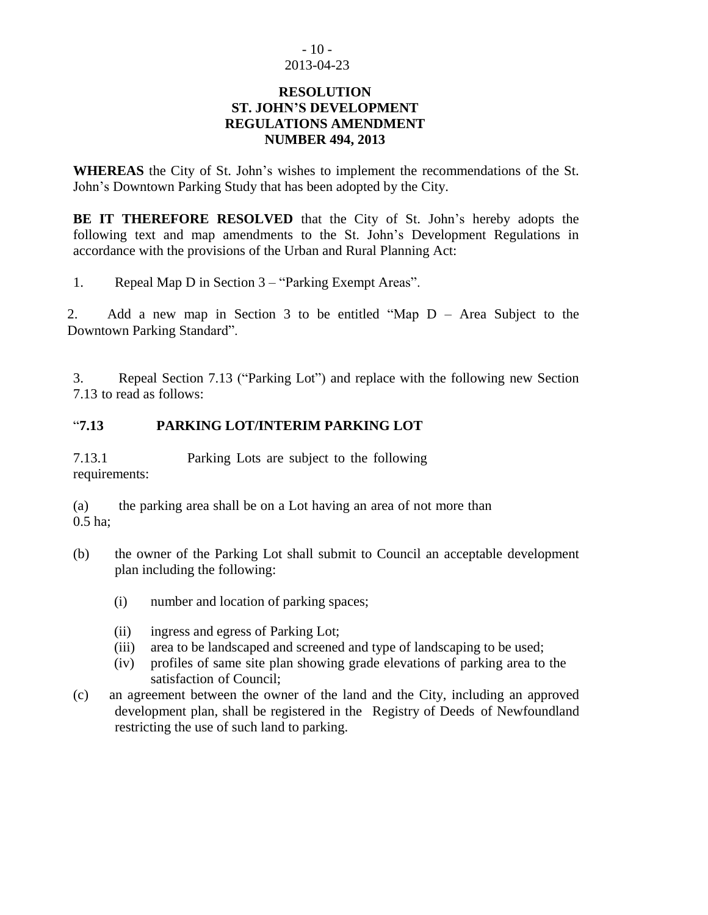2013-04-23

**RESOLUTION**
**ST. JOHN'S DEVELOPMENT**
**REGULATIONS AMENDMENT**
**NUMBER 494, 2013**

**WHEREAS** the City of St. John's wishes to implement the recommendations of the St. John's Downtown Parking Study that has been adopted by the City.

**BE IT THEREFORE RESOLVED** that the City of St. John's hereby adopts the following text and map amendments to the St. John's Development Regulations in accordance with the provisions of the Urban and Rural Planning Act:

1. Repeal Map D in Section 3 – "Parking Exempt Areas".

2. Add a new map in Section 3 to be entitled "Map D – Area Subject to the Downtown Parking Standard".

3. Repeal Section 7.13 ("Parking Lot") and replace with the following new Section 7.13 to read as follows:

"**7.13 PARKING LOT/INTERIM PARKING LOT**

7.13.1 Parking Lots are subject to the following requirements:

(a) the parking area shall be on a Lot having an area of not more than 0.5 ha;

(b) the owner of the Parking Lot shall submit to Council an acceptable development plan including the following:

  (i) number and location of parking spaces;
  (ii) ingress and egress of Parking Lot;
  (iii) area to be landscaped and screened and type of landscaping to be used;
  (iv) profiles of same site plan showing grade elevations of parking area to the satisfaction of Council;

(c) an agreement between the owner of the land and the City, including an approved development plan, shall be registered in the Registry of Deeds of Newfoundland restricting the use of such land to parking.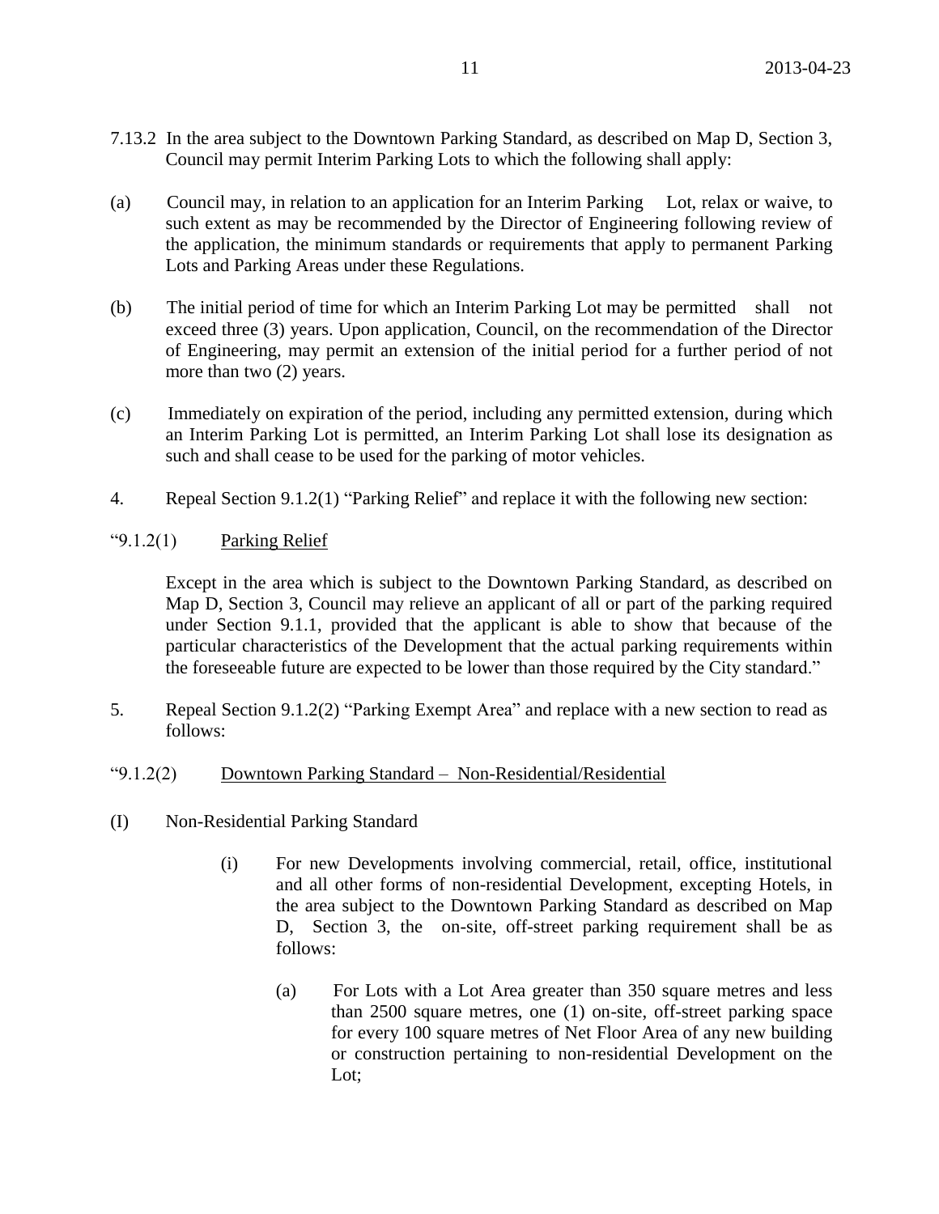7.13.2 In the area subject to the Downtown Parking Standard, as described on Map D, Section 3, Council may permit Interim Parking Lots to which the following shall apply:

(a) Council may, in relation to an application for an Interim Parking Lot, relax or waive, to such extent as may be recommended by the Director of Engineering following review of the application, the minimum standards or requirements that apply to permanent Parking Lots and Parking Areas under these Regulations.

(b) The initial period of time for which an Interim Parking Lot may be permitted shall not exceed three (3) years. Upon application, Council, on the recommendation of the Director of Engineering, may permit an extension of the initial period for a further period of not more than two (2) years.

(c) Immediately on expiration of the period, including any permitted extension, during which an Interim Parking Lot is permitted, an Interim Parking Lot shall lose its designation as such and shall cease to be used for the parking of motor vehicles.

4. Repeal Section 9.1.2(1) "Parking Relief" and replace it with the following new section:

"9.1.2(1) <u>Parking Relief</u>

Except in the area which is subject to the Downtown Parking Standard, as described on Map D, Section 3, Council may relieve an applicant of all or part of the parking required under Section 9.1.1, provided that the applicant is able to show that because of the particular characteristics of the Development that the actual parking requirements within the foreseeable future are expected to be lower than those required by the City standard."

5. Repeal Section 9.1.2(2) "Parking Exempt Area" and replace with a new section to read as follows:

"9.1.2(2) <u>Downtown Parking Standard – Non-Residential/Residential</u>

(I) Non-Residential Parking Standard

(i) For new Developments involving commercial, retail, office, institutional and all other forms of non-residential Development, excepting Hotels, in the area subject to the Downtown Parking Standard as described on Map D, Section 3, the on-site, off-street parking requirement shall be as follows:

(a) For Lots with a Lot Area greater than 350 square metres and less than 2500 square metres, one (1) on-site, off-street parking space for every 100 square metres of Net Floor Area of any new building or construction pertaining to non-residential Development on the Lot;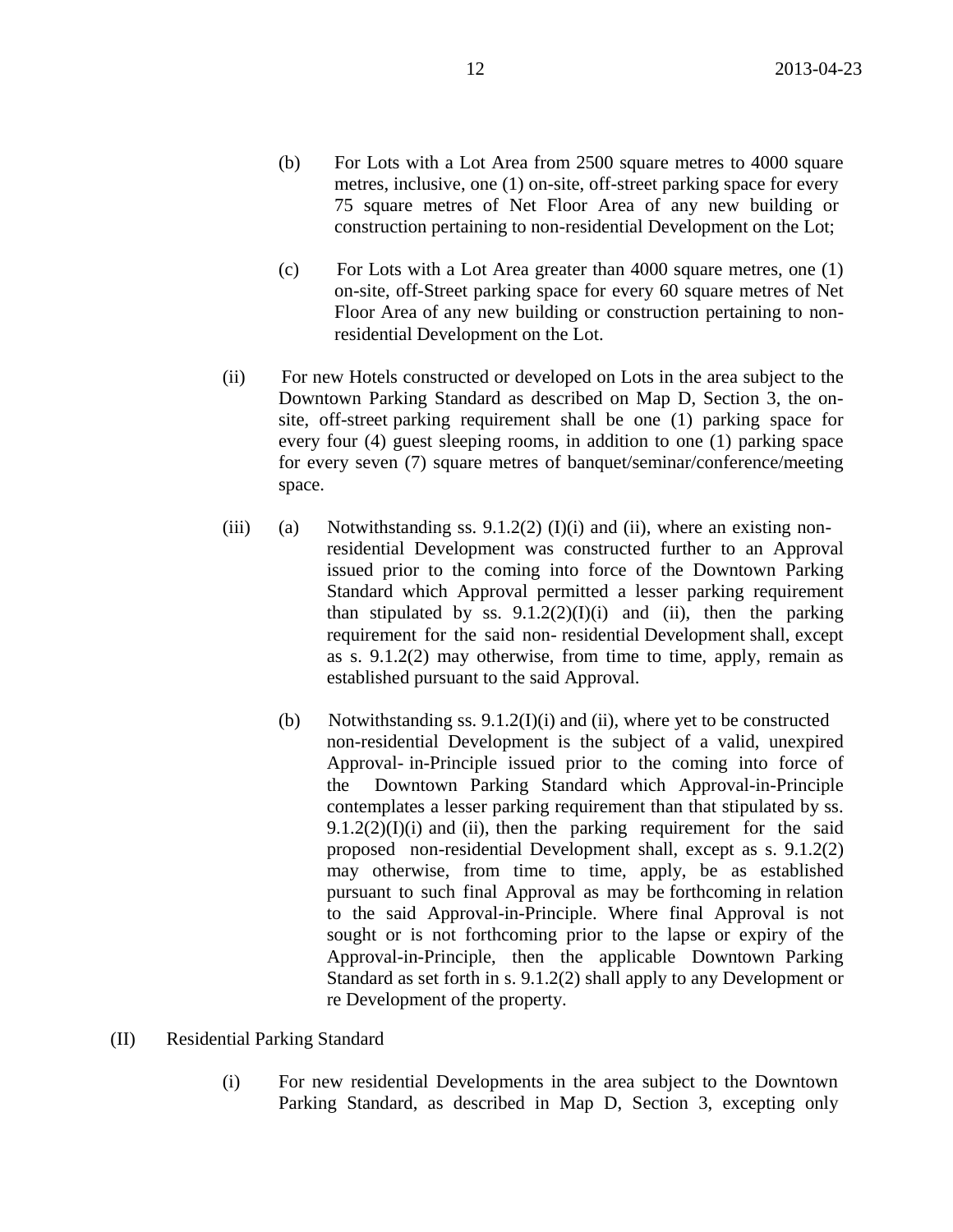(b) For Lots with a Lot Area from 2500 square metres to 4000 square metres, inclusive, one (1) on-site, off-street parking space for every 75 square metres of Net Floor Area of any new building or construction pertaining to non-residential Development on the Lot;

(c) For Lots with a Lot Area greater than 4000 square metres, one (1) on-site, off-Street parking space for every 60 square metres of Net Floor Area of any new building or construction pertaining to non-residential Development on the Lot.

(ii) For new Hotels constructed or developed on Lots in the area subject to the Downtown Parking Standard as described on Map D, Section 3, the on-site, off-street parking requirement shall be one (1) parking space for every four (4) guest sleeping rooms, in addition to one (1) parking space for every seven (7) square metres of banquet/seminar/conference/meeting space.

(iii) (a) Notwithstanding ss. 9.1.2(2) (I)(i) and (ii), where an existing non-residential Development was constructed further to an Approval issued prior to the coming into force of the Downtown Parking Standard which Approval permitted a lesser parking requirement than stipulated by ss. 9.1.2(2)(I)(i) and (ii), then the parking requirement for the said non- residential Development shall, except as s. 9.1.2(2) may otherwise, from time to time, apply, remain as established pursuant to the said Approval.

(b) Notwithstanding ss. 9.1.2(I)(i) and (ii), where yet to be constructed non-residential Development is the subject of a valid, unexpired Approval- in-Principle issued prior to the coming into force of the Downtown Parking Standard which Approval-in-Principle contemplates a lesser parking requirement than that stipulated by ss. 9.1.2(2)(I)(i) and (ii), then the parking requirement for the said proposed non-residential Development shall, except as s. 9.1.2(2) may otherwise, from time to time, apply, be as established pursuant to such final Approval as may be forthcoming in relation to the said Approval-in-Principle. Where final Approval is not sought or is not forthcoming prior to the lapse or expiry of the Approval-in-Principle, then the applicable Downtown Parking Standard as set forth in s. 9.1.2(2) shall apply to any Development or re Development of the property.

(II) Residential Parking Standard

(i) For new residential Developments in the area subject to the Downtown Parking Standard, as described in Map D, Section 3, excepting only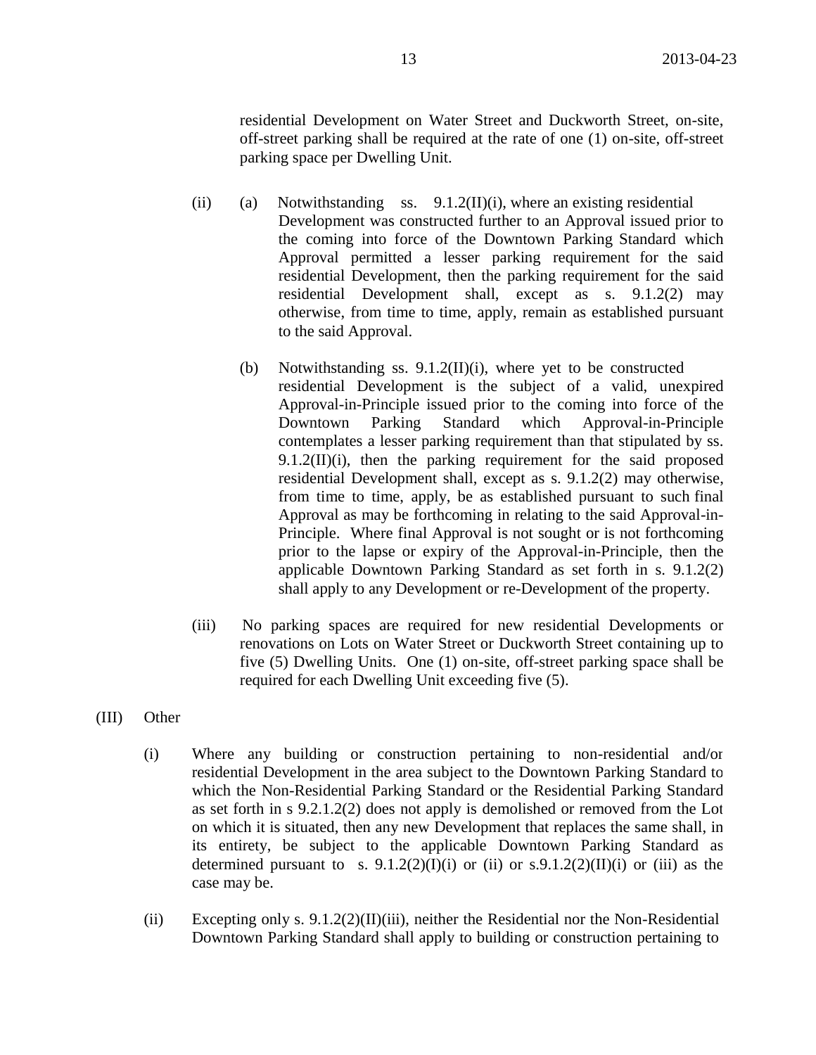residential Development on Water Street and Duckworth Street, on-site, off-street parking shall be required at the rate of one (1) on-site, off-street parking space per Dwelling Unit.

(ii) (a) Notwithstanding ss. 9.1.2(II)(i), where an existing residential Development was constructed further to an Approval issued prior to the coming into force of the Downtown Parking Standard which Approval permitted a lesser parking requirement for the said residential Development, then the parking requirement for the said residential Development shall, except as s. 9.1.2(2) may otherwise, from time to time, apply, remain as established pursuant to the said Approval.

(b) Notwithstanding ss. 9.1.2(II)(i), where yet to be constructed residential Development is the subject of a valid, unexpired Approval-in-Principle issued prior to the coming into force of the Downtown Parking Standard which Approval-in-Principle contemplates a lesser parking requirement than that stipulated by ss. 9.1.2(II)(i), then the parking requirement for the said proposed residential Development shall, except as s. 9.1.2(2) may otherwise, from time to time, apply, be as established pursuant to such final Approval as may be forthcoming in relating to the said Approval-in-Principle. Where final Approval is not sought or is not forthcoming prior to the lapse or expiry of the Approval-in-Principle, then the applicable Downtown Parking Standard as set forth in s. 9.1.2(2) shall apply to any Development or re-Development of the property.

(iii) No parking spaces are required for new residential Developments or renovations on Lots on Water Street or Duckworth Street containing up to five (5) Dwelling Units. One (1) on-site, off-street parking space shall be required for each Dwelling Unit exceeding five (5).

(III) Other

(i) Where any building or construction pertaining to non-residential and/or residential Development in the area subject to the Downtown Parking Standard to which the Non-Residential Parking Standard or the Residential Parking Standard as set forth in s 9.2.1.2(2) does not apply is demolished or removed from the Lot on which it is situated, then any new Development that replaces the same shall, in its entirety, be subject to the applicable Downtown Parking Standard as determined pursuant to s. 9.1.2(2)(I)(i) or (ii) or s.9.1.2(2)(II)(i) or (iii) as the case may be.

(ii) Excepting only s. 9.1.2(2)(II)(iii), neither the Residential nor the Non-Residential Downtown Parking Standard shall apply to building or construction pertaining to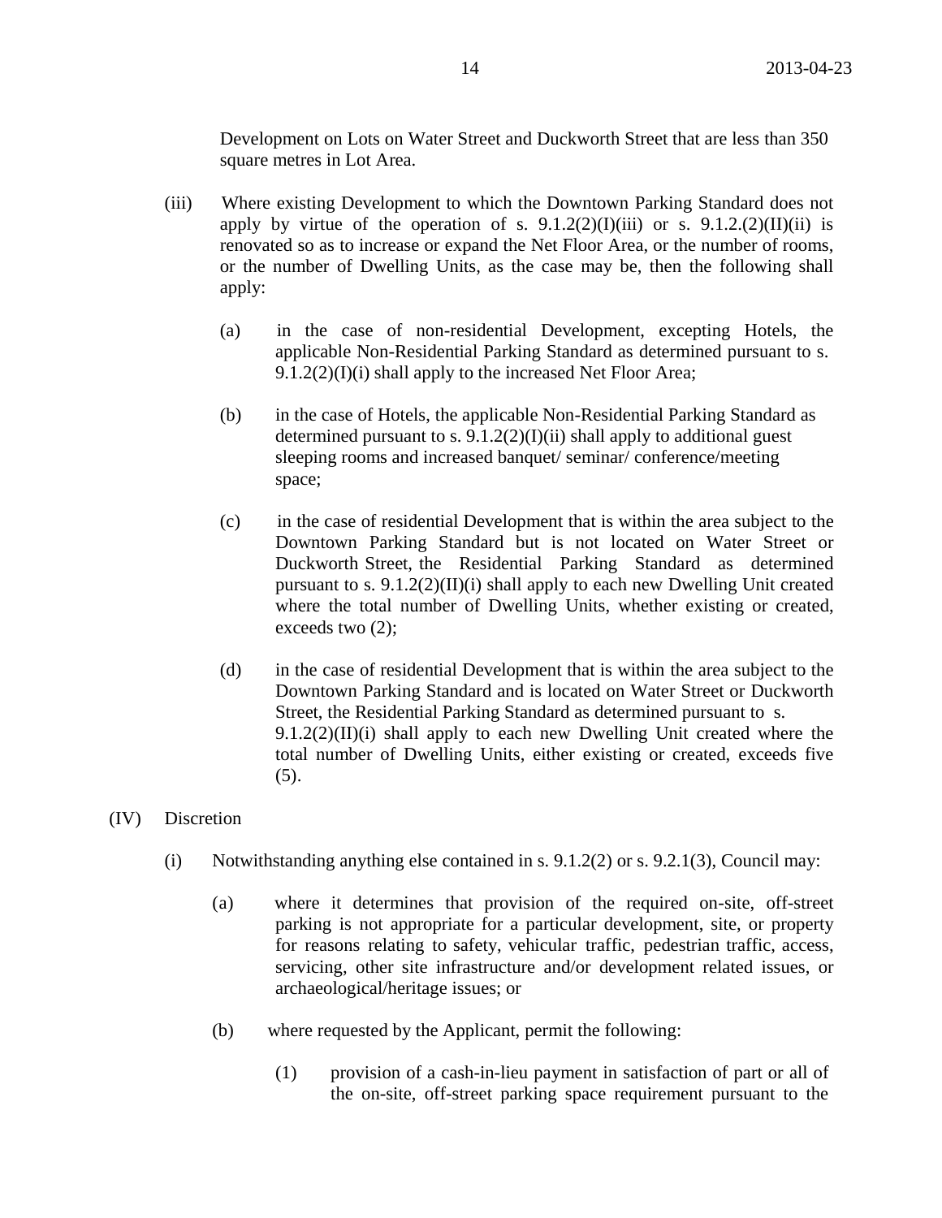Development on Lots on Water Street and Duckworth Street that are less than 350 square metres in Lot Area.

(iii) Where existing Development to which the Downtown Parking Standard does not apply by virtue of the operation of s. 9.1.2(2)(I)(iii) or s. 9.1.2.(2)(II)(ii) is renovated so as to increase or expand the Net Floor Area, or the number of rooms, or the number of Dwelling Units, as the case may be, then the following shall apply:

(a) in the case of non-residential Development, excepting Hotels, the applicable Non-Residential Parking Standard as determined pursuant to s. 9.1.2(2)(I)(i) shall apply to the increased Net Floor Area;

(b) in the case of Hotels, the applicable Non-Residential Parking Standard as determined pursuant to s. 9.1.2(2)(I)(ii) shall apply to additional guest sleeping rooms and increased banquet/ seminar/ conference/meeting space;

(c) in the case of residential Development that is within the area subject to the Downtown Parking Standard but is not located on Water Street or Duckworth Street, the Residential Parking Standard as determined pursuant to s. 9.1.2(2)(II)(i) shall apply to each new Dwelling Unit created where the total number of Dwelling Units, whether existing or created, exceeds two (2);

(d) in the case of residential Development that is within the area subject to the Downtown Parking Standard and is located on Water Street or Duckworth Street, the Residential Parking Standard as determined pursuant to s. 9.1.2(2)(II)(i) shall apply to each new Dwelling Unit created where the total number of Dwelling Units, either existing or created, exceeds five (5).

(IV) Discretion

(i) Notwithstanding anything else contained in s. 9.1.2(2) or s. 9.2.1(3), Council may:

(a) where it determines that provision of the required on-site, off-street parking is not appropriate for a particular development, site, or property for reasons relating to safety, vehicular traffic, pedestrian traffic, access, servicing, other site infrastructure and/or development related issues, or archaeological/heritage issues; or

(b) where requested by the Applicant, permit the following:

(1) provision of a cash-in-lieu payment in satisfaction of part or all of the on-site, off-street parking space requirement pursuant to the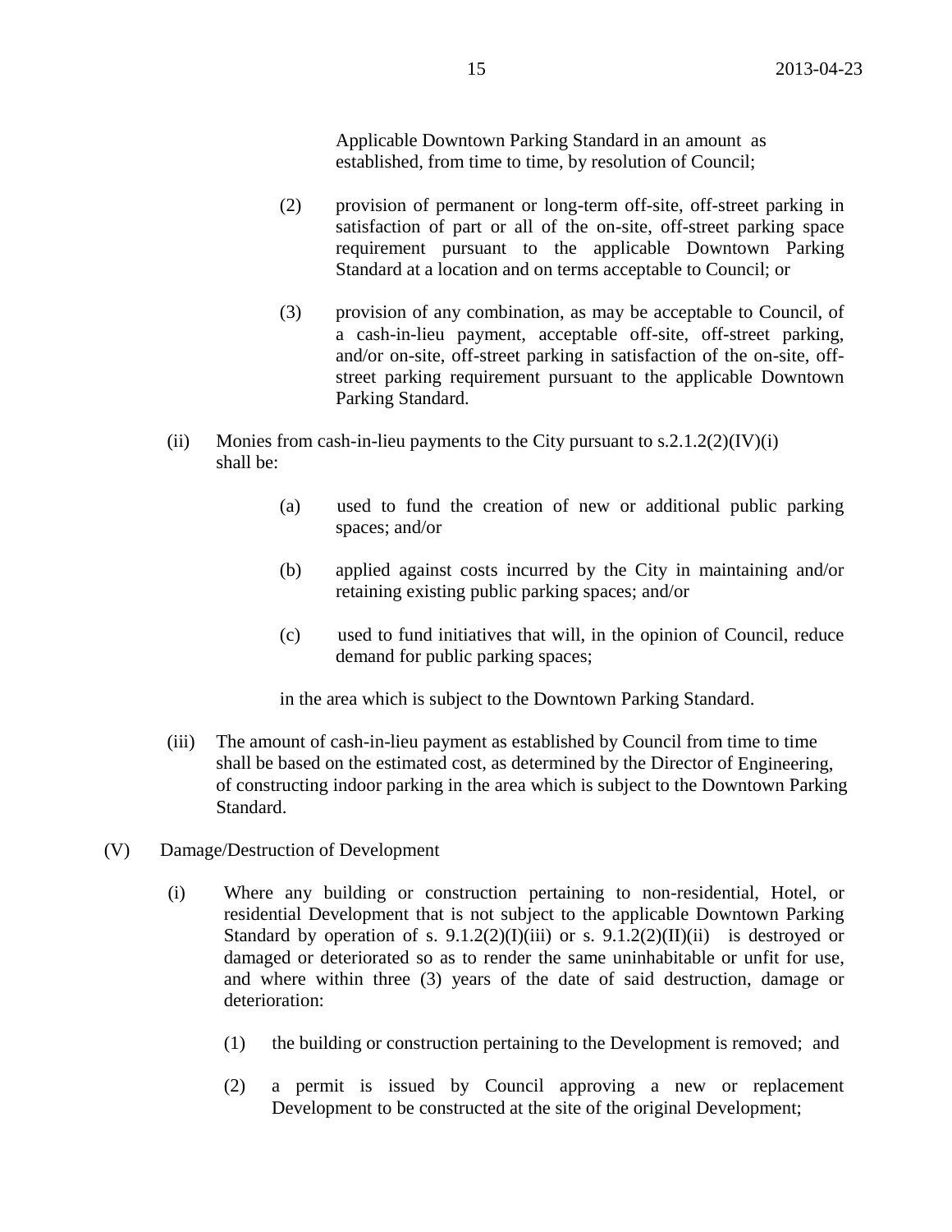Applicable Downtown Parking Standard in an amount as established, from time to time, by resolution of Council;

(2) provision of permanent or long-term off-site, off-street parking in satisfaction of part or all of the on-site, off-street parking space requirement pursuant to the applicable Downtown Parking Standard at a location and on terms acceptable to Council; or

(3) provision of any combination, as may be acceptable to Council, of a cash-in-lieu payment, acceptable off-site, off-street parking, and/or on-site, off-street parking in satisfaction of the on-site, off-street parking requirement pursuant to the applicable Downtown Parking Standard.

(ii) Monies from cash-in-lieu payments to the City pursuant to s.2.1.2(2)(IV)(i) shall be:

(a) used to fund the creation of new or additional public parking spaces; and/or

(b) applied against costs incurred by the City in maintaining and/or retaining existing public parking spaces; and/or

(c) used to fund initiatives that will, in the opinion of Council, reduce demand for public parking spaces;

in the area which is subject to the Downtown Parking Standard.

(iii) The amount of cash-in-lieu payment as established by Council from time to time shall be based on the estimated cost, as determined by the Director of Engineering, of constructing indoor parking in the area which is subject to the Downtown Parking Standard.

(V) Damage/Destruction of Development

(i) Where any building or construction pertaining to non-residential, Hotel, or residential Development that is not subject to the applicable Downtown Parking Standard by operation of s. 9.1.2(2)(I)(iii) or s. 9.1.2(2)(II)(ii) is destroyed or damaged or deteriorated so as to render the same uninhabitable or unfit for use, and where within three (3) years of the date of said destruction, damage or deterioration:

(1) the building or construction pertaining to the Development is removed; and

(2) a permit is issued by Council approving a new or replacement Development to be constructed at the site of the original Development;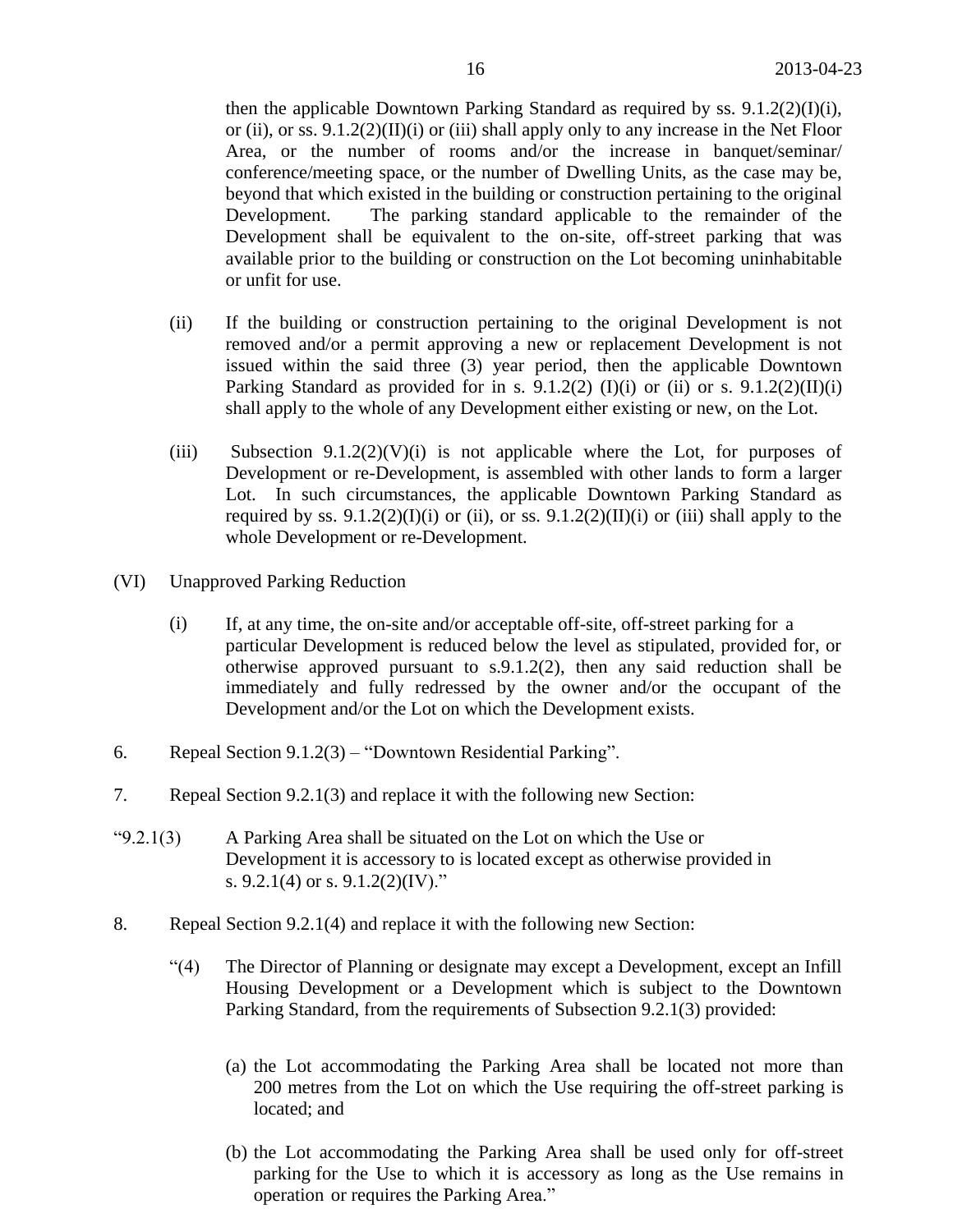then the applicable Downtown Parking Standard as required by ss. 9.1.2(2)(I)(i), or (ii), or ss. 9.1.2(2)(II)(i) or (iii) shall apply only to any increase in the Net Floor Area, or the number of rooms and/or the increase in banquet/seminar/ conference/meeting space, or the number of Dwelling Units, as the case may be, beyond that which existed in the building or construction pertaining to the original Development. The parking standard applicable to the remainder of the Development shall be equivalent to the on-site, off-street parking that was available prior to the building or construction on the Lot becoming uninhabitable or unfit for use.

(ii) If the building or construction pertaining to the original Development is not removed and/or a permit approving a new or replacement Development is not issued within the said three (3) year period, then the applicable Downtown Parking Standard as provided for in s. 9.1.2(2) (I)(i) or (ii) or s. 9.1.2(2)(II)(i) shall apply to the whole of any Development either existing or new, on the Lot.

(iii) Subsection 9.1.2(2)(V)(i) is not applicable where the Lot, for purposes of Development or re-Development, is assembled with other lands to form a larger Lot. In such circumstances, the applicable Downtown Parking Standard as required by ss. 9.1.2(2)(I)(i) or (ii), or ss. 9.1.2(2)(II)(i) or (iii) shall apply to the whole Development or re-Development.

(VI) Unapproved Parking Reduction

(i) If, at any time, the on-site and/or acceptable off-site, off-street parking for a particular Development is reduced below the level as stipulated, provided for, or otherwise approved pursuant to s.9.1.2(2), then any said reduction shall be immediately and fully redressed by the owner and/or the occupant of the Development and/or the Lot on which the Development exists.

6. Repeal Section 9.1.2(3) – "Downtown Residential Parking".

7. Repeal Section 9.2.1(3) and replace it with the following new Section:

"9.2.1(3) A Parking Area shall be situated on the Lot on which the Use or Development it is accessory to is located except as otherwise provided in s. 9.2.1(4) or s. 9.1.2(2)(IV)."

8. Repeal Section 9.2.1(4) and replace it with the following new Section:

"(4) The Director of Planning or designate may except a Development, except an Infill Housing Development or a Development which is subject to the Downtown Parking Standard, from the requirements of Subsection 9.2.1(3) provided:

(a) the Lot accommodating the Parking Area shall be located not more than 200 metres from the Lot on which the Use requiring the off-street parking is located; and

(b) the Lot accommodating the Parking Area shall be used only for off-street parking for the Use to which it is accessory as long as the Use remains in operation or requires the Parking Area."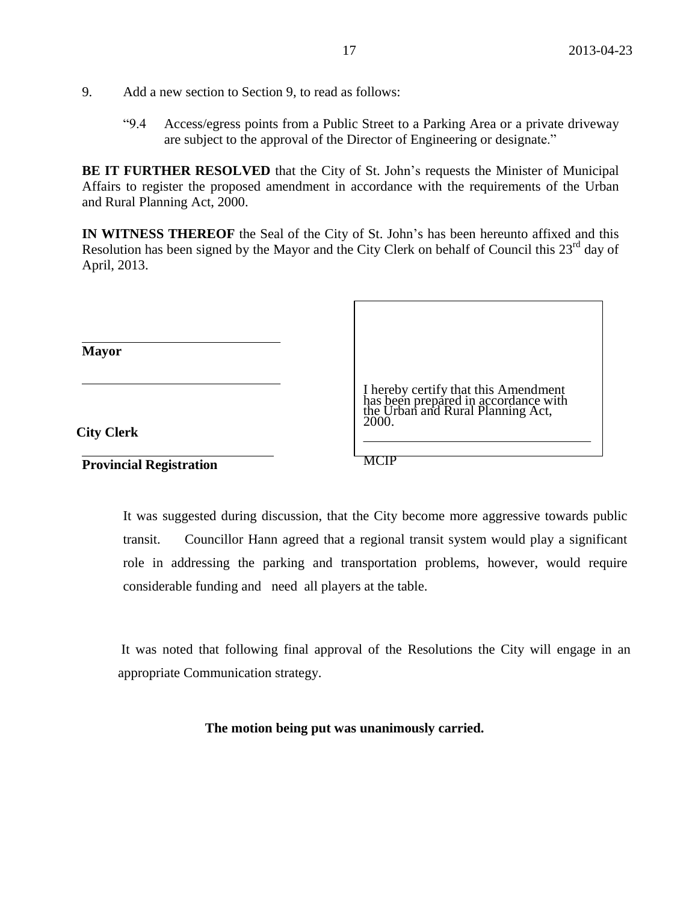9. Add a new section to Section 9, to read as follows:

   "9.4 Access/egress points from a Public Street to a Parking Area or a private driveway are subject to the approval of the Director of Engineering or designate."

**BE IT FURTHER RESOLVED** that the City of St. John's requests the Minister of Municipal Affairs to register the proposed amendment in accordance with the requirements of the Urban and Rural Planning Act, 2000.

**IN WITNESS THEREOF** the Seal of the City of St. John's has been hereunto affixed and this Resolution has been signed by the Mayor and the City Clerk on behalf of Council this 23rd day of April, 2013.

______________________________
**Mayor**

______________________________
**City Clerk**

______________________________
**Provincial Registration**

I hereby certify that this Amendment has been prepared in accordance with the Urban and Rural Planning Act, 2000.

______________________________
MCIP

It was suggested during discussion, that the City become more aggressive towards public transit. Councillor Hann agreed that a regional transit system would play a significant role in addressing the parking and transportation problems, however, would require considerable funding and need all players at the table.

It was noted that following final approval of the Resolutions the City will engage in an appropriate Communication strategy.

**The motion being put was unanimously carried.**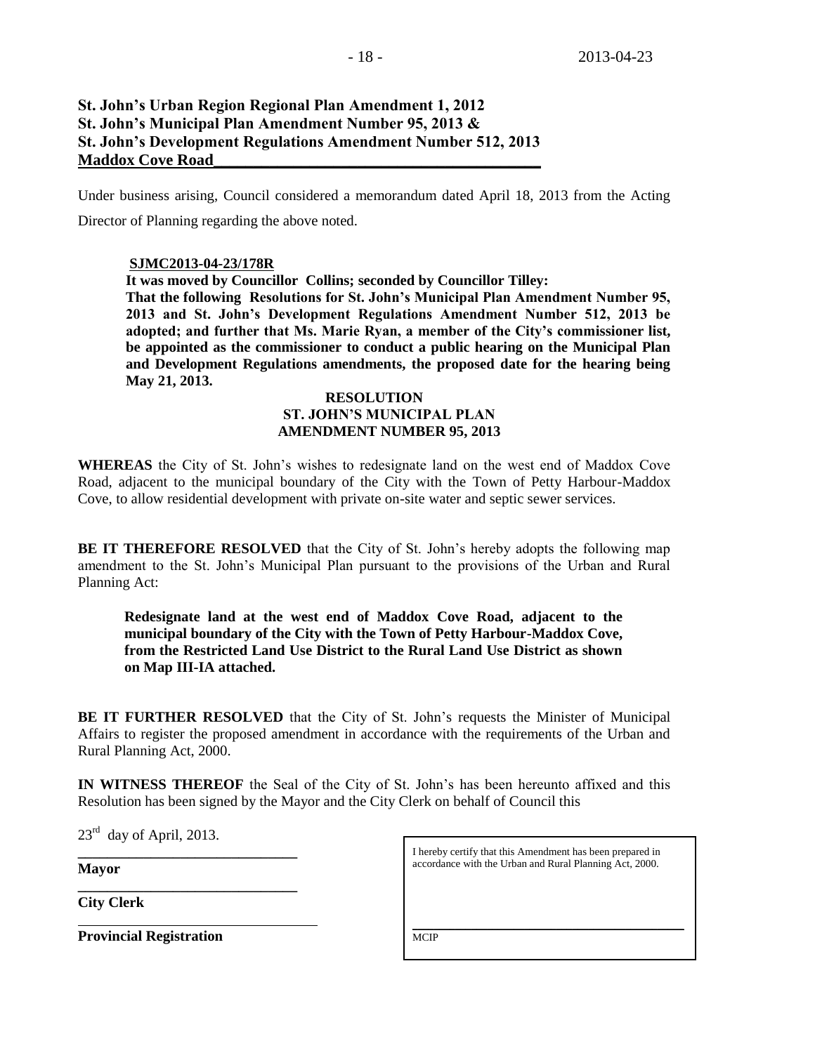**St. John's Urban Region Regional Plan Amendment 1, 2012**
**St. John's Municipal Plan Amendment Number 95, 2013 &**
**St. John's Development Regulations Amendment Number 512, 2013**
**Maddox Cove Road**

Under business arising, Council considered a memorandum dated April 18, 2013 from the Acting Director of Planning regarding the above noted.

**SJMC2013-04-23/178R**
**It was moved by Councillor Collins; seconded by Councillor Tilley:**
**That the following Resolutions for St. John's Municipal Plan Amendment Number 95, 2013 and St. John's Development Regulations Amendment Number 512, 2013 be adopted; and further that Ms. Marie Ryan, a member of the City's commissioner list, be appointed as the commissioner to conduct a public hearing on the Municipal Plan and Development Regulations amendments, the proposed date for the hearing being May 21, 2013.**

**RESOLUTION**
**ST. JOHN'S MUNICIPAL PLAN**
**AMENDMENT NUMBER 95, 2013**

**WHEREAS** the City of St. John's wishes to redesignate land on the west end of Maddox Cove Road, adjacent to the municipal boundary of the City with the Town of Petty Harbour-Maddox Cove, to allow residential development with private on-site water and septic sewer services.

**BE IT THEREFORE RESOLVED** that the City of St. John's hereby adopts the following map amendment to the St. John's Municipal Plan pursuant to the provisions of the Urban and Rural Planning Act:

> **Redesignate land at the west end of Maddox Cove Road, adjacent to the municipal boundary of the City with the Town of Petty Harbour-Maddox Cove, from the Restricted Land Use District to the Rural Land Use District as shown on Map III-IA attached.**

**BE IT FURTHER RESOLVED** that the City of St. John's requests the Minister of Municipal Affairs to register the proposed amendment in accordance with the requirements of the Urban and Rural Planning Act, 2000.

**IN WITNESS THEREOF** the Seal of the City of St. John's has been hereunto affixed and this Resolution has been signed by the Mayor and the City Clerk on behalf of Council this

23rd day of April, 2013.

______________________________
**Mayor**

______________________________
**City Clerk**

______________________________
**Provincial Registration**

I hereby certify that this Amendment has been prepared in accordance with the Urban and Rural Planning Act, 2000.

______________________________
MCIP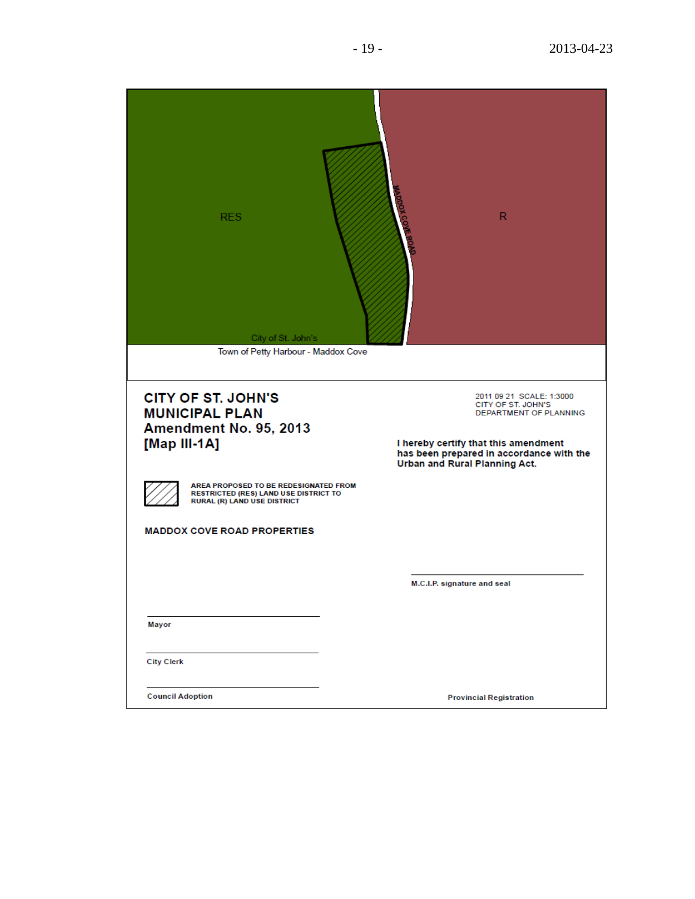RES

MADDOX COVE ROAD

R

City of St. John's

Town of Petty Harbour - Maddox Cove

**CITY OF ST. JOHN'S**
**MUNICIPAL PLAN**
**Amendment No. 95, 2013**
**[Map III-1A]**

2011 09 21 SCALE: 1:3000
CITY OF ST. JOHN'S
DEPARTMENT OF PLANNING

**I hereby certify that this amendment has been prepared in accordance with the Urban and Rural Planning Act.**

**AREA PROPOSED TO BE REDESIGNATED FROM RESTRICTED (RES) LAND USE DISTRICT TO RURAL (R) LAND USE DISTRICT**

**MADDOX COVE ROAD PROPERTIES**

M.C.I.P. signature and seal

Mayor

City Clerk

Council Adoption

Provincial Registration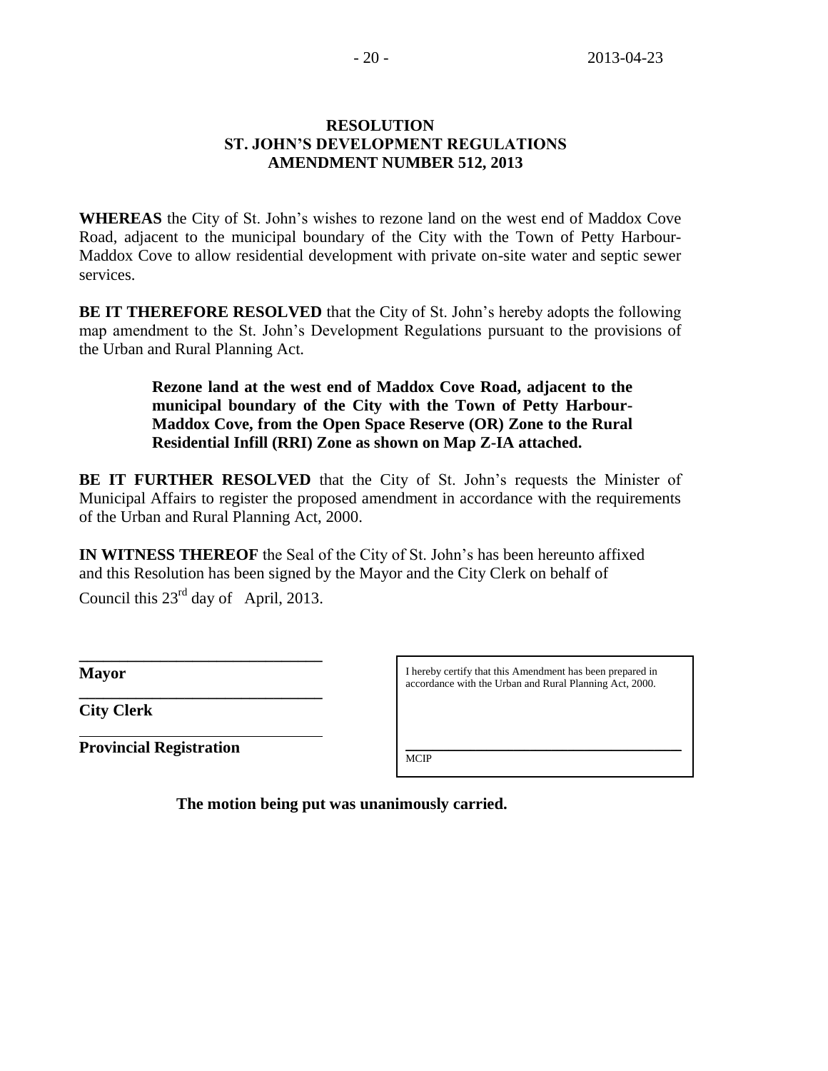**RESOLUTION**
**ST. JOHN'S DEVELOPMENT REGULATIONS**
**AMENDMENT NUMBER 512, 2013**

**WHEREAS** the City of St. John's wishes to rezone land on the west end of Maddox Cove Road, adjacent to the municipal boundary of the City with the Town of Petty Harbour-Maddox Cove to allow residential development with private on-site water and septic sewer services.

**BE IT THEREFORE RESOLVED** that the City of St. John's hereby adopts the following map amendment to the St. John's Development Regulations pursuant to the provisions of the Urban and Rural Planning Act.

> **Rezone land at the west end of Maddox Cove Road, adjacent to the municipal boundary of the City with the Town of Petty Harbour-Maddox Cove, from the Open Space Reserve (OR) Zone to the Rural Residential Infill (RRI) Zone as shown on Map Z-IA attached.**

**BE IT FURTHER RESOLVED** that the City of St. John's requests the Minister of Municipal Affairs to register the proposed amendment in accordance with the requirements of the Urban and Rural Planning Act, 2000.

**IN WITNESS THEREOF** the Seal of the City of St. John's has been hereunto affixed and this Resolution has been signed by the Mayor and the City Clerk on behalf of Council this 23rd day of April, 2013.

______________________________
**Mayor**

______________________________
**City Clerk**

______________________________
**Provincial Registration**

I hereby certify that this Amendment has been prepared in accordance with the Urban and Rural Planning Act, 2000.

______________________________
MCIP

**The motion being put was unanimously carried.**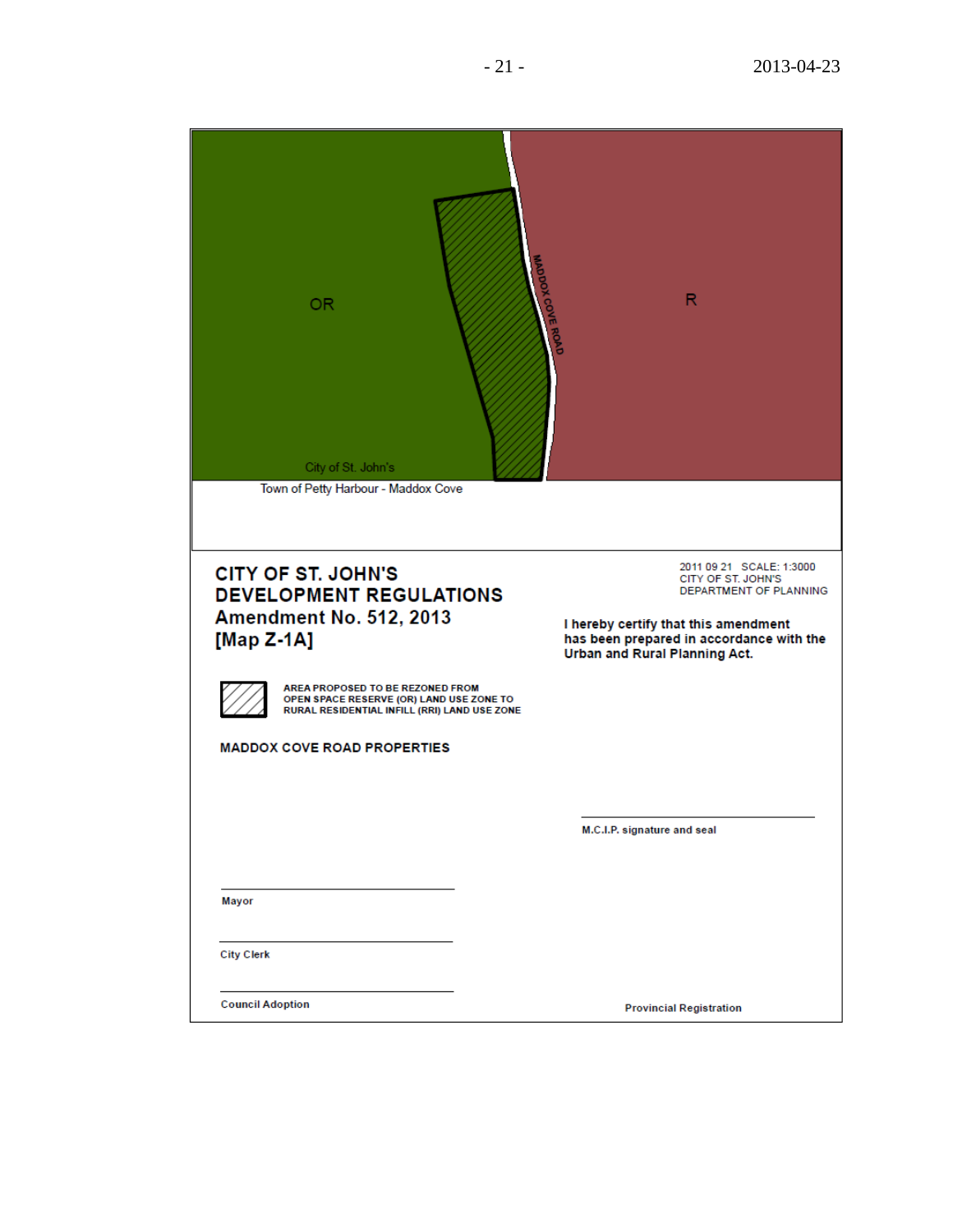OR

R

MADDOX COVE ROAD

City of St. John's

Town of Petty Harbour - Maddox Cove

**CITY OF ST. JOHN'S**
**DEVELOPMENT REGULATIONS**
**Amendment No. 512, 2013**
**[Map Z-1A]**

2011 09 21 SCALE: 1:3000
CITY OF ST. JOHN'S
DEPARTMENT OF PLANNING

**I hereby certify that this amendment has been prepared in accordance with the Urban and Rural Planning Act.**

**AREA PROPOSED TO BE REZONED FROM OPEN SPACE RESERVE (OR) LAND USE ZONE TO RURAL RESIDENTIAL INFILL (RRI) LAND USE ZONE**

**MADDOX COVE ROAD PROPERTIES**

**M.C.I.P. signature and seal**

**Mayor**

**City Clerk**

**Council Adoption**

**Provincial Registration**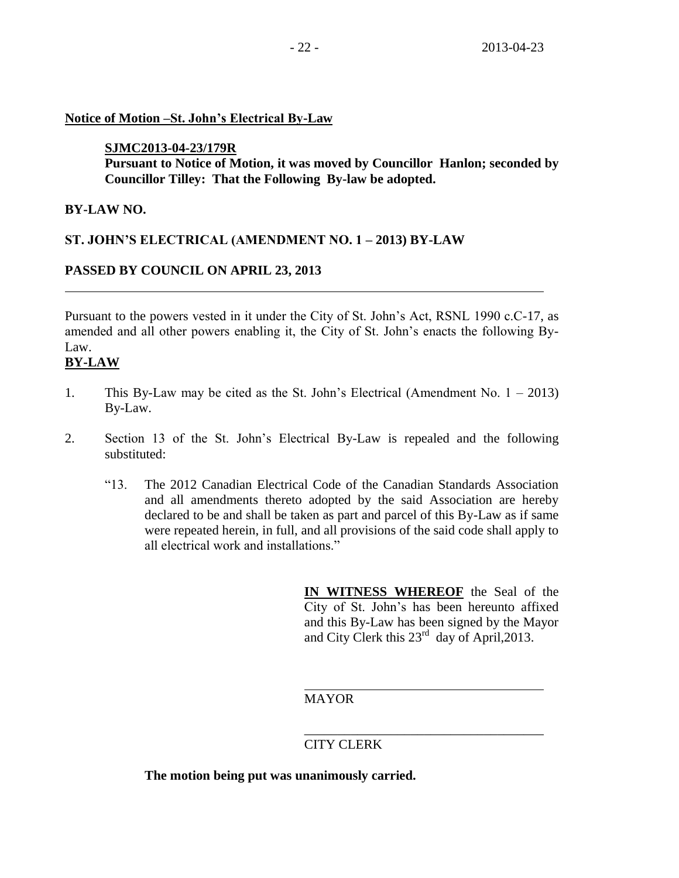**Notice of Motion –St. John's Electrical By-Law**

**SJMC2013-04-23/179R**

**Pursuant to Notice of Motion, it was moved by Councillor Hanlon; seconded by Councillor Tilley: That the Following By-law be adopted.**

**BY-LAW NO.**

**ST. JOHN'S ELECTRICAL (AMENDMENT NO. 1 – 2013) BY-LAW**

**PASSED BY COUNCIL ON APRIL 23, 2013**

---

Pursuant to the powers vested in it under the City of St. John's Act, RSNL 1990 c.C-17, as amended and all other powers enabling it, the City of St. John's enacts the following By-Law.

**BY-LAW**

1. This By-Law may be cited as the St. John's Electrical (Amendment No. 1 – 2013) By-Law.

2. Section 13 of the St. John's Electrical By-Law is repealed and the following substituted:

   "13. The 2012 Canadian Electrical Code of the Canadian Standards Association and all amendments thereto adopted by the said Association are hereby declared to be and shall be taken as part and parcel of this By-Law as if same were repeated herein, in full, and all provisions of the said code shall apply to all electrical work and installations."

**IN WITNESS WHEREOF** the Seal of the City of St. John's has been hereunto affixed and this By-Law has been signed by the Mayor and City Clerk this 23rd day of April,2013.

\_\_\_\_\_\_\_\_\_\_\_\_\_\_\_\_\_\_\_\_\_\_\_\_\_\_\_\_\_\_\_\_\_\_\_\_

MAYOR

\_\_\_\_\_\_\_\_\_\_\_\_\_\_\_\_\_\_\_\_\_\_\_\_\_\_\_\_\_\_\_\_\_\_\_\_

CITY CLERK

**The motion being put was unanimously carried.**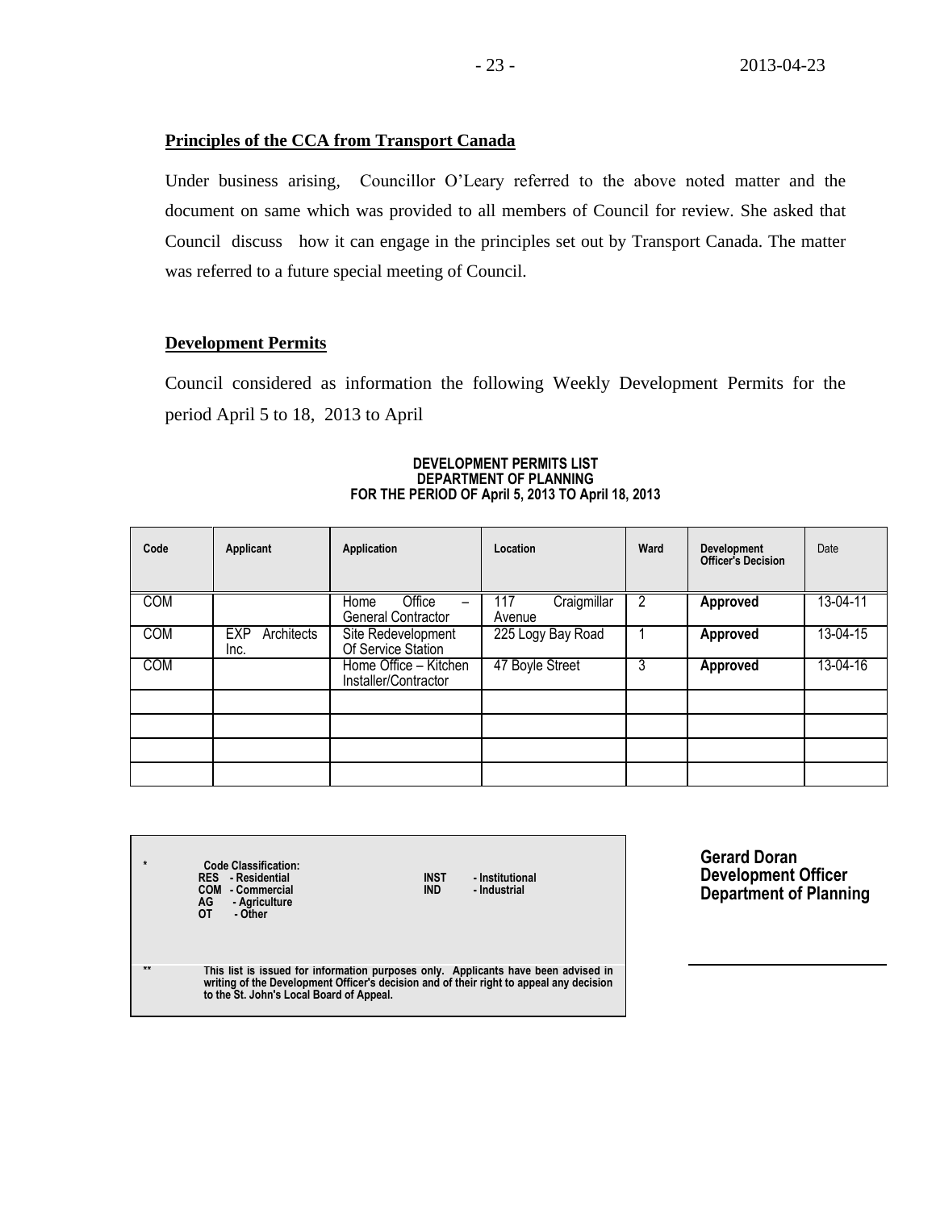## Principles of the CCA from Transport Canada

Under business arising, Councillor O'Leary referred to the above noted matter and the document on same which was provided to all members of Council for review. She asked that Council discuss how it can engage in the principles set out by Transport Canada. The matter was referred to a future special meeting of Council.

## Development Permits

Council considered as information the following Weekly Development Permits for the period April 5 to 18, 2013 to April

**DEVELOPMENT PERMITS LIST**
**DEPARTMENT OF PLANNING**
**FOR THE PERIOD OF April 5, 2013 TO April 18, 2013**

| Code | Applicant | Application | Location | Ward | Development Officer's Decision | Date |
|---|---|---|---|---|---|---|
| COM | | Home Office – General Contractor | 117 Craigmillar Avenue | 2 | **Approved** | 13-04-11 |
| COM | EXP Architects Inc. | Site Redevelopment Of Service Station | 225 Logy Bay Road | 1 | **Approved** | 13-04-15 |
| COM | | Home Office – Kitchen Installer/Contractor | 47 Boyle Street | 3 | **Approved** | 13-04-16 |
| | | | | | | |
| | | | | | | |
| | | | | | | |
| | | | | | | |

\* **Code Classification:**
**RES - Residential**
**COM - Commercial**
**AG - Agriculture**
**OT - Other**
**INST - Institutional**
**IND - Industrial**

\*\* **This list is issued for information purposes only. Applicants have been advised in writing of the Development Officer's decision and of their right to appeal any decision to the St. John's Local Board of Appeal.**

**Gerard Doran**
**Development Officer**
**Department of Planning**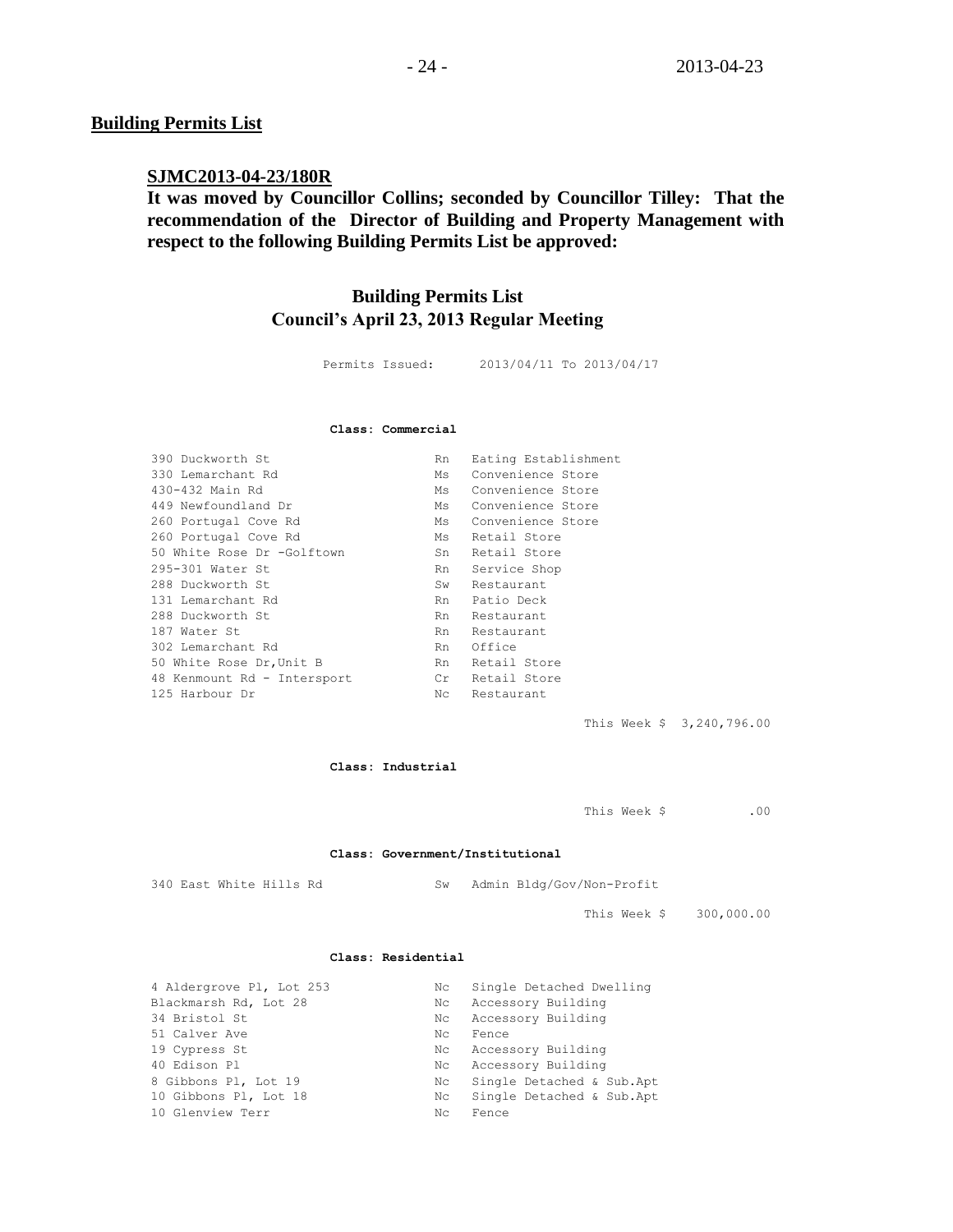## Building Permits List

**SJMC2013-04-23/180R**

**It was moved by Councillor Collins; seconded by Councillor Tilley: That the recommendation of the Director of Building and Property Management with respect to the following Building Permits List be approved:**

### Building Permits List
### Council's April 23, 2013 Regular Meeting

Permits Issued: 2013/04/11 To 2013/04/17

**Class: Commercial**

| | | |
|---|---|---|
| 390 Duckworth St | Rn | Eating Establishment |
| 330 Lemarchant Rd | Ms | Convenience Store |
| 430-432 Main Rd | Ms | Convenience Store |
| 449 Newfoundland Dr | Ms | Convenience Store |
| 260 Portugal Cove Rd | Ms | Convenience Store |
| 260 Portugal Cove Rd | Ms | Retail Store |
| 50 White Rose Dr -Golftown | Sn | Retail Store |
| 295-301 Water St | Rn | Service Shop |
| 288 Duckworth St | Sw | Restaurant |
| 131 Lemarchant Rd | Rn | Patio Deck |
| 288 Duckworth St | Rn | Restaurant |
| 187 Water St | Rn | Restaurant |
| 302 Lemarchant Rd | Rn | Office |
| 50 White Rose Dr,Unit B | Rn | Retail Store |
| 48 Kenmount Rd - Intersport | Cr | Retail Store |
| 125 Harbour Dr | Nc | Restaurant |

This Week $ 3,240,796.00

**Class: Industrial**

This Week $ .00

**Class: Government/Institutional**

| | | |
|---|---|---|
| 340 East White Hills Rd | Sw | Admin Bldg/Gov/Non-Profit |

This Week $ 300,000.00

**Class: Residential**

| | | |
|---|---|---|
| 4 Aldergrove Pl, Lot 253 | Nc | Single Detached Dwelling |
| Blackmarsh Rd, Lot 28 | Nc | Accessory Building |
| 34 Bristol St | Nc | Accessory Building |
| 51 Calver Ave | Nc | Fence |
| 19 Cypress St | Nc | Accessory Building |
| 40 Edison Pl | Nc | Accessory Building |
| 8 Gibbons Pl, Lot 19 | Nc | Single Detached & Sub.Apt |
| 10 Gibbons Pl, Lot 18 | Nc | Single Detached & Sub.Apt |
| 10 Glenview Terr | Nc | Fence |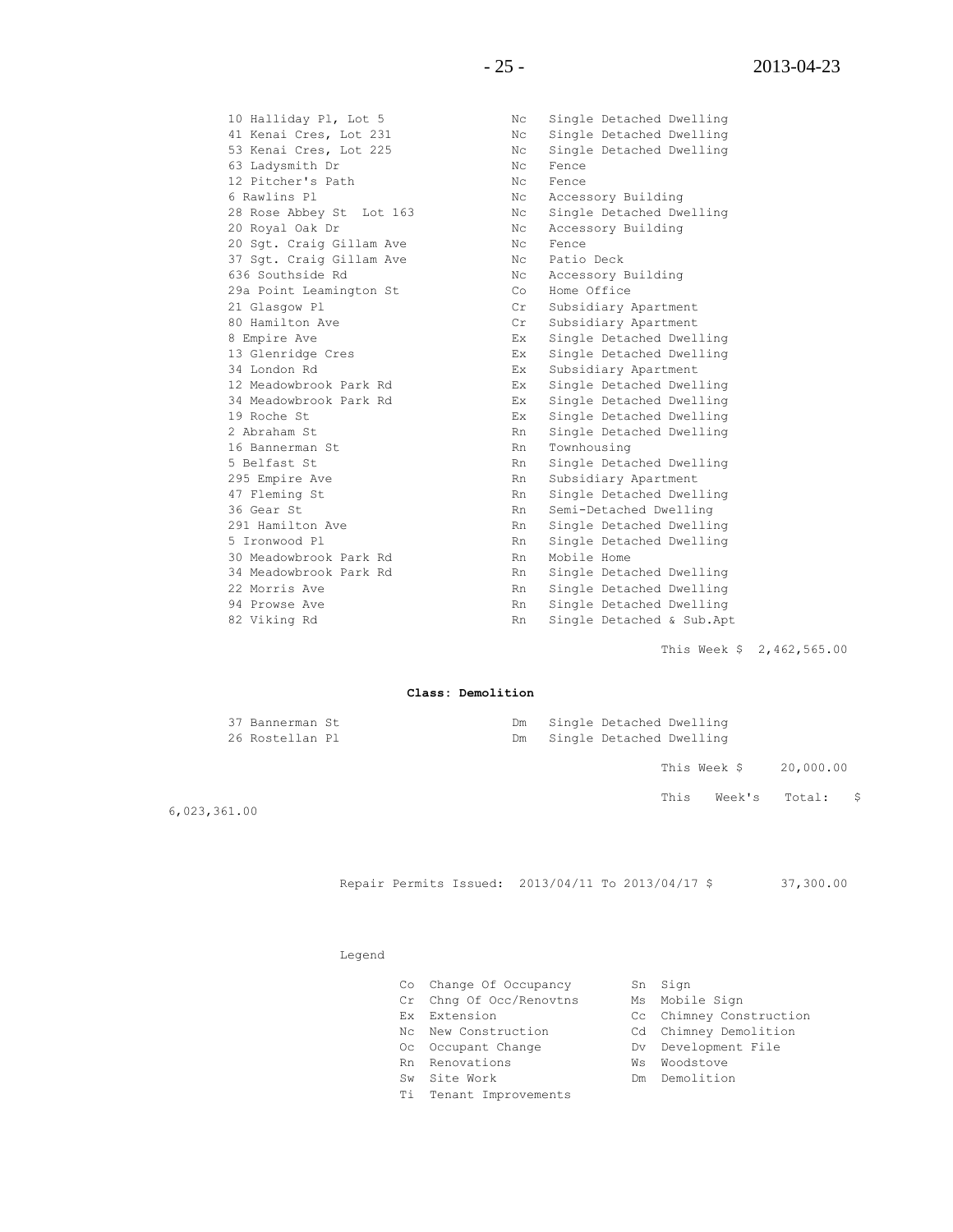| | | |
|---|---|---|
| 10 Halliday Pl, Lot 5 | Nc | Single Detached Dwelling |
| 41 Kenai Cres, Lot 231 | Nc | Single Detached Dwelling |
| 53 Kenai Cres, Lot 225 | Nc | Single Detached Dwelling |
| 63 Ladysmith Dr | Nc | Fence |
| 12 Pitcher's Path | Nc | Fence |
| 6 Rawlins Pl | Nc | Accessory Building |
| 28 Rose Abbey St Lot 163 | Nc | Single Detached Dwelling |
| 20 Royal Oak Dr | Nc | Accessory Building |
| 20 Sgt. Craig Gillam Ave | Nc | Fence |
| 37 Sgt. Craig Gillam Ave | Nc | Patio Deck |
| 636 Southside Rd | Nc | Accessory Building |
| 29a Point Leamington St | Co | Home Office |
| 21 Glasgow Pl | Cr | Subsidiary Apartment |
| 80 Hamilton Ave | Cr | Subsidiary Apartment |
| 8 Empire Ave | Ex | Single Detached Dwelling |
| 13 Glenridge Cres | Ex | Single Detached Dwelling |
| 34 London Rd | Ex | Subsidiary Apartment |
| 12 Meadowbrook Park Rd | Ex | Single Detached Dwelling |
| 34 Meadowbrook Park Rd | Ex | Single Detached Dwelling |
| 19 Roche St | Ex | Single Detached Dwelling |
| 2 Abraham St | Rn | Single Detached Dwelling |
| 16 Bannerman St | Rn | Townhousing |
| 5 Belfast St | Rn | Single Detached Dwelling |
| 295 Empire Ave | Rn | Subsidiary Apartment |
| 47 Fleming St | Rn | Single Detached Dwelling |
| 36 Gear St | Rn | Semi-Detached Dwelling |
| 291 Hamilton Ave | Rn | Single Detached Dwelling |
| 5 Ironwood Pl | Rn | Single Detached Dwelling |
| 30 Meadowbrook Park Rd | Rn | Mobile Home |
| 34 Meadowbrook Park Rd | Rn | Single Detached Dwelling |
| 22 Morris Ave | Rn | Single Detached Dwelling |
| 94 Prowse Ave | Rn | Single Detached Dwelling |
| 82 Viking Rd | Rn | Single Detached & Sub.Apt |

This Week $ 2,462,565.00

**Class: Demolition**

| | | |
|---|---|---|
| 37 Bannerman St | Dm | Single Detached Dwelling |
| 26 Rostellan Pl | Dm | Single Detached Dwelling |

This Week $ 20,000.00

This Week's Total: $ 6,023,361.00

Repair Permits Issued: 2013/04/11 To 2013/04/17 $ 37,300.00

Legend

| | | | |
|---|---|---|---|
| Co | Change Of Occupancy | Sn | Sign |
| Cr | Chng Of Occ/Renovtns | Ms | Mobile Sign |
| Ex | Extension | Cc | Chimney Construction |
| Nc | New Construction | Cd | Chimney Demolition |
| Oc | Occupant Change | Dv | Development File |
| Rn | Renovations | Ws | Woodstove |
| Sw | Site Work | Dm | Demolition |
| Ti | Tenant Improvements | | |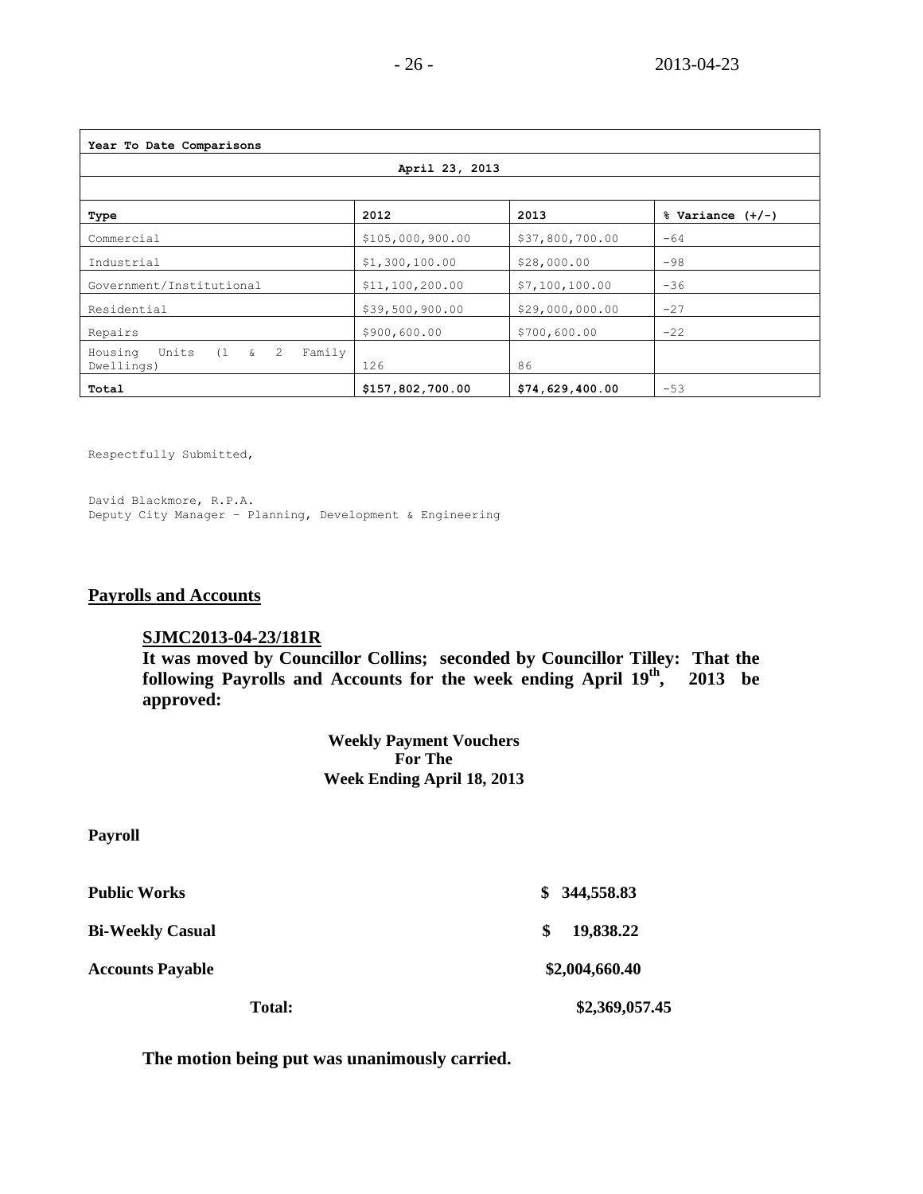| Year To Date Comparisons | | | |
|---|---|---|---|
| April 23, 2013 | | | |
| | | | |
| **Type** | **2012** | **2013** | **% Variance (+/-)** |
| Commercial | $105,000,900.00 | $37,800,700.00 | -64 |
| Industrial | $1,300,100.00 | $28,000.00 | -98 |
| Government/Institutional | $11,100,200.00 | $7,100,100.00 | -36 |
| Residential | $39,500,900.00 | $29,000,000.00 | -27 |
| Repairs | $900,600.00 | $700,600.00 | -22 |
| Housing Units (1 & 2 Family Dwellings) | 126 | 86 | |
| **Total** | **$157,802,700.00** | **$74,629,400.00** | -53 |

Respectfully Submitted,

David Blackmore, R.P.A.
Deputy City Manager – Planning, Development & Engineering

## Payrolls and Accounts

**SJMC2013-04-23/181R**

**It was moved by Councillor Collins; seconded by Councillor Tilley: That the following Payrolls and Accounts for the week ending April 19th, 2013 be approved:**

**Weekly Payment Vouchers**
**For The**
**Week Ending April 18, 2013**

**Payroll**

| | |
|---|---|
| **Public Works** | **$ 344,558.83** |
| **Bi-Weekly Casual** | **$ 19,838.22** |
| **Accounts Payable** | **$2,004,660.40** |
| **Total:** | **$2,369,057.45** |

**The motion being put was unanimously carried.**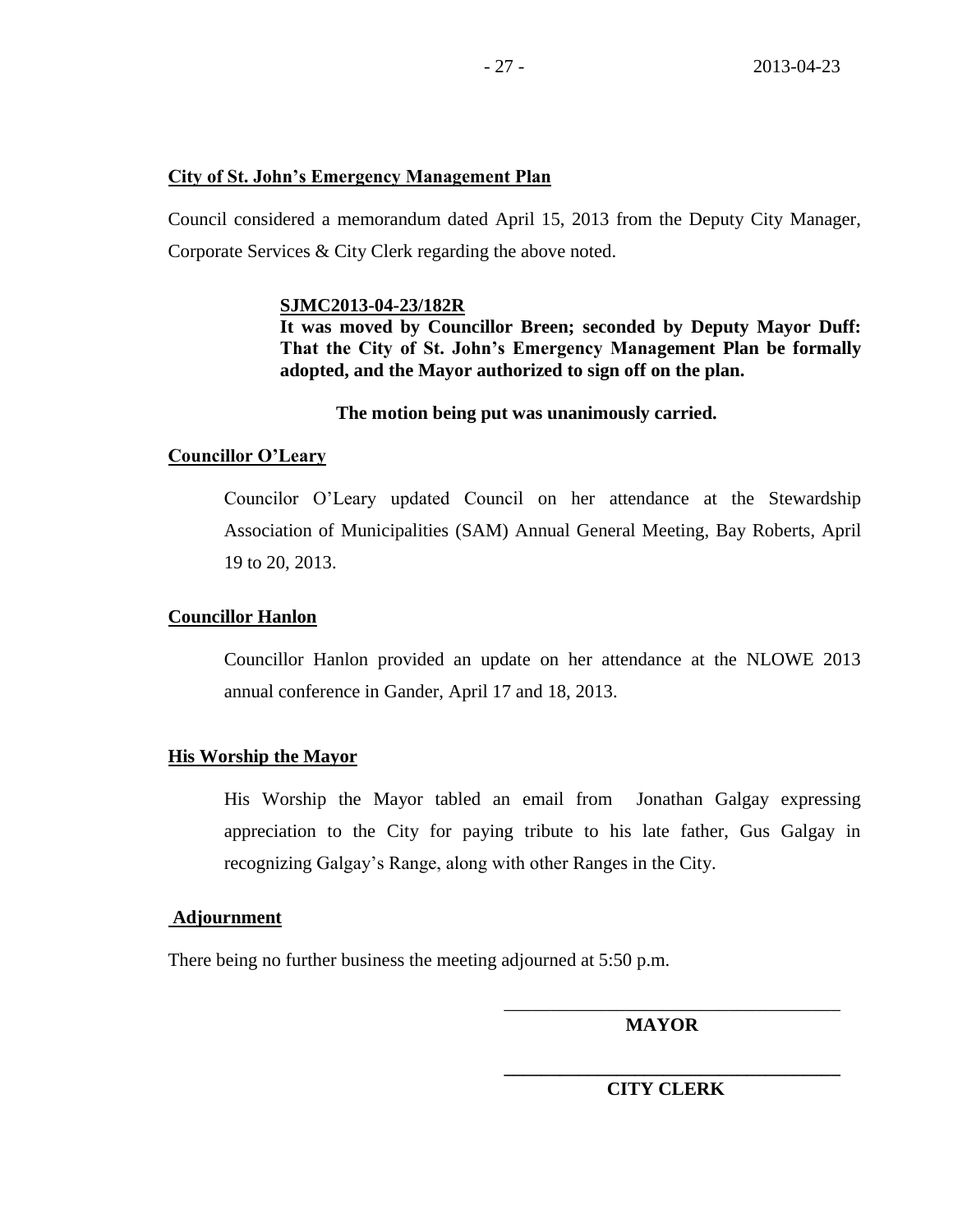**City of St. John's Emergency Management Plan**

Council considered a memorandum dated April 15, 2013 from the Deputy City Manager, Corporate Services & City Clerk regarding the above noted.

> **SJMC2013-04-23/182R**
> **It was moved by Councillor Breen; seconded by Deputy Mayor Duff: That the City of St. John's Emergency Management Plan be formally adopted, and the Mayor authorized to sign off on the plan.**
>
> **The motion being put was unanimously carried.**

**Councillor O'Leary**

> Councilor O'Leary updated Council on her attendance at the Stewardship Association of Municipalities (SAM) Annual General Meeting, Bay Roberts, April 19 to 20, 2013.

**Councillor Hanlon**

> Councillor Hanlon provided an update on her attendance at the NLOWE 2013 annual conference in Gander, April 17 and 18, 2013.

**His Worship the Mayor**

> His Worship the Mayor tabled an email from Jonathan Galgay expressing appreciation to the City for paying tribute to his late father, Gus Galgay in recognizing Galgay's Range, along with other Ranges in the City.

**Adjournment**

There being no further business the meeting adjourned at 5:50 p.m.

\_\_\_\_\_\_\_\_\_\_\_\_\_\_\_\_\_\_\_\_\_\_\_\_\_\_\_\_\_\_\_\_\_\_\_\_

**MAYOR**

\_\_\_\_\_\_\_\_\_\_\_\_\_\_\_\_\_\_\_\_\_\_\_\_\_\_\_\_\_\_\_\_\_\_\_\_

**CITY CLERK**